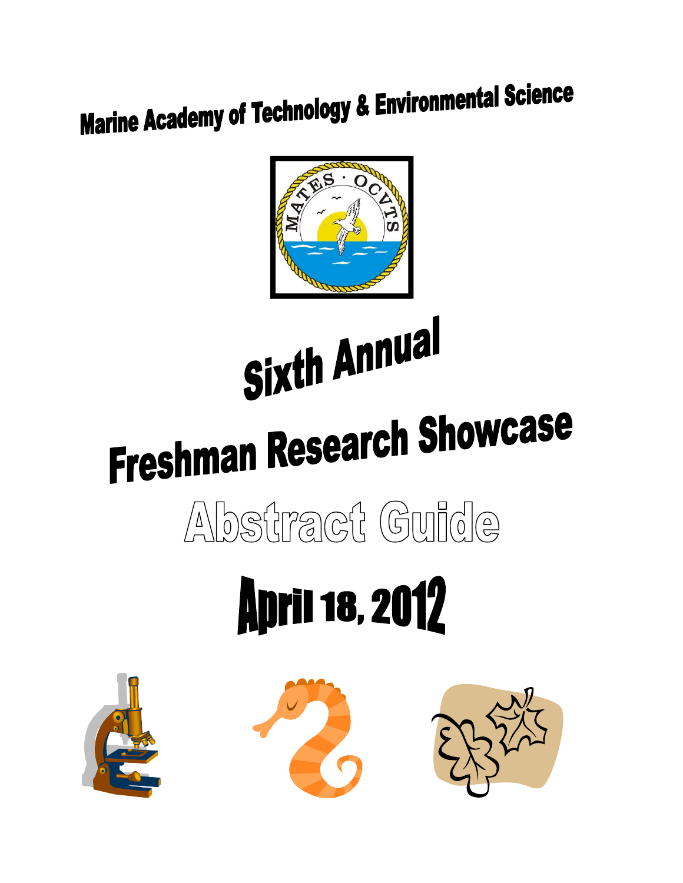# Marine Academy of Technology & Environmental Science

MATES · OCVTS

# Sixth Annual

# Freshman Research Showcase

## Abstract Guide

## April 18, 2012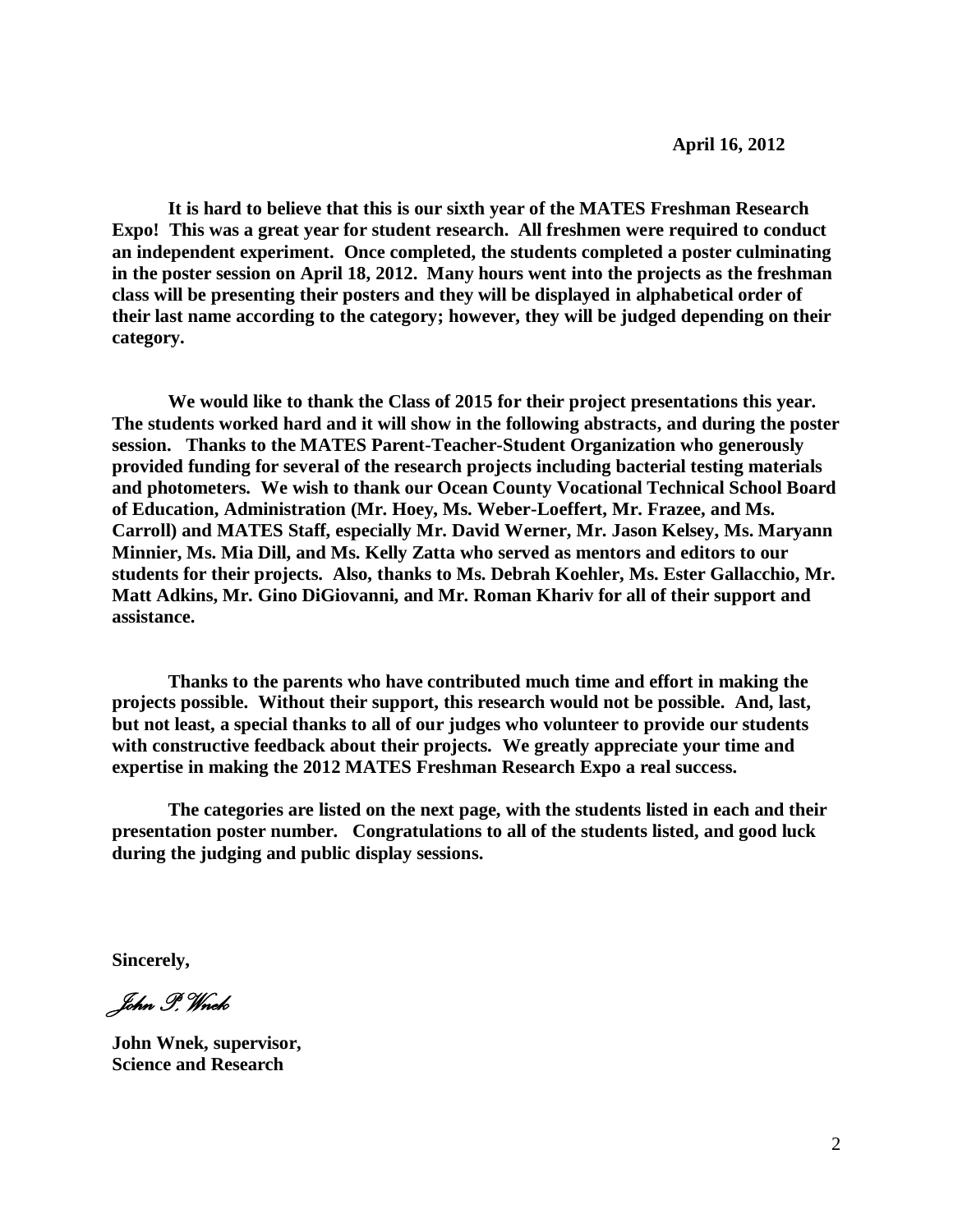April 16, 2012

**It is hard to believe that this is our sixth year of the MATES Freshman Research Expo! This was a great year for student research. All freshmen were required to conduct an independent experiment. Once completed, the students completed a poster culminating in the poster session on April 18, 2012. Many hours went into the projects as the freshman class will be presenting their posters and they will be displayed in alphabetical order of their last name according to the category; however, they will be judged depending on their category.**

**We would like to thank the Class of 2015 for their project presentations this year. The students worked hard and it will show in the following abstracts, and during the poster session. Thanks to the MATES Parent-Teacher-Student Organization who generously provided funding for several of the research projects including bacterial testing materials and photometers. We wish to thank our Ocean County Vocational Technical School Board of Education, Administration (Mr. Hoey, Ms. Weber-Loeffert, Mr. Frazee, and Ms. Carroll) and MATES Staff, especially Mr. David Werner, Mr. Jason Kelsey, Ms. Maryann Minnier, Ms. Mia Dill, and Ms. Kelly Zatta who served as mentors and editors to our students for their projects. Also, thanks to Ms. Debrah Koehler, Ms. Ester Gallacchio, Mr. Matt Adkins, Mr. Gino DiGiovanni, and Mr. Roman Khariv for all of their support and assistance.**

**Thanks to the parents who have contributed much time and effort in making the projects possible. Without their support, this research would not be possible. And, last, but not least, a special thanks to all of our judges who volunteer to provide our students with constructive feedback about their projects. We greatly appreciate your time and expertise in making the 2012 MATES Freshman Research Expo a real success.**

**The categories are listed on the next page, with the students listed in each and their presentation poster number. Congratulations to all of the students listed, and good luck during the judging and public display sessions.**

**Sincerely,**

*John P. Wnek*

**John Wnek, supervisor,**
**Science and Research**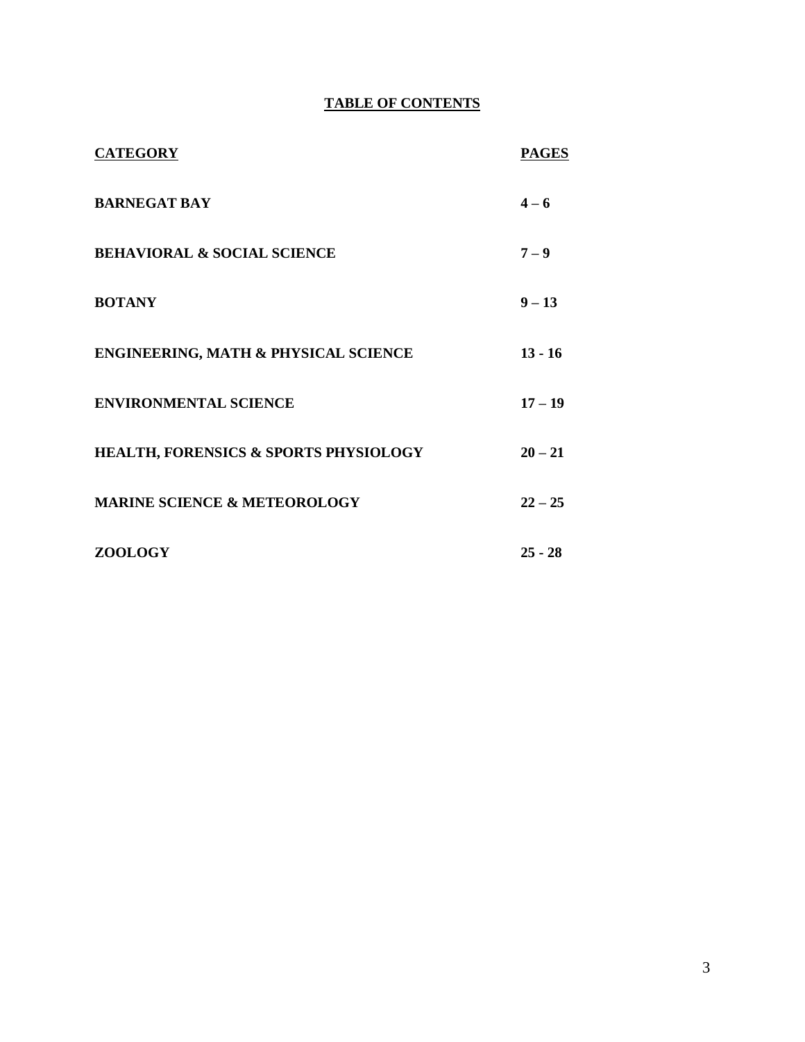# TABLE OF CONTENTS

| CATEGORY | PAGES |
|---|---|
| BARNEGAT BAY | 4 – 6 |
| BEHAVIORAL & SOCIAL SCIENCE | 7 – 9 |
| BOTANY | 9 – 13 |
| ENGINEERING, MATH & PHYSICAL SCIENCE | 13 - 16 |
| ENVIRONMENTAL SCIENCE | 17 – 19 |
| HEALTH, FORENSICS & SPORTS PHYSIOLOGY | 20 – 21 |
| MARINE SCIENCE & METEOROLOGY | 22 – 25 |
| ZOOLOGY | 25 - 28 |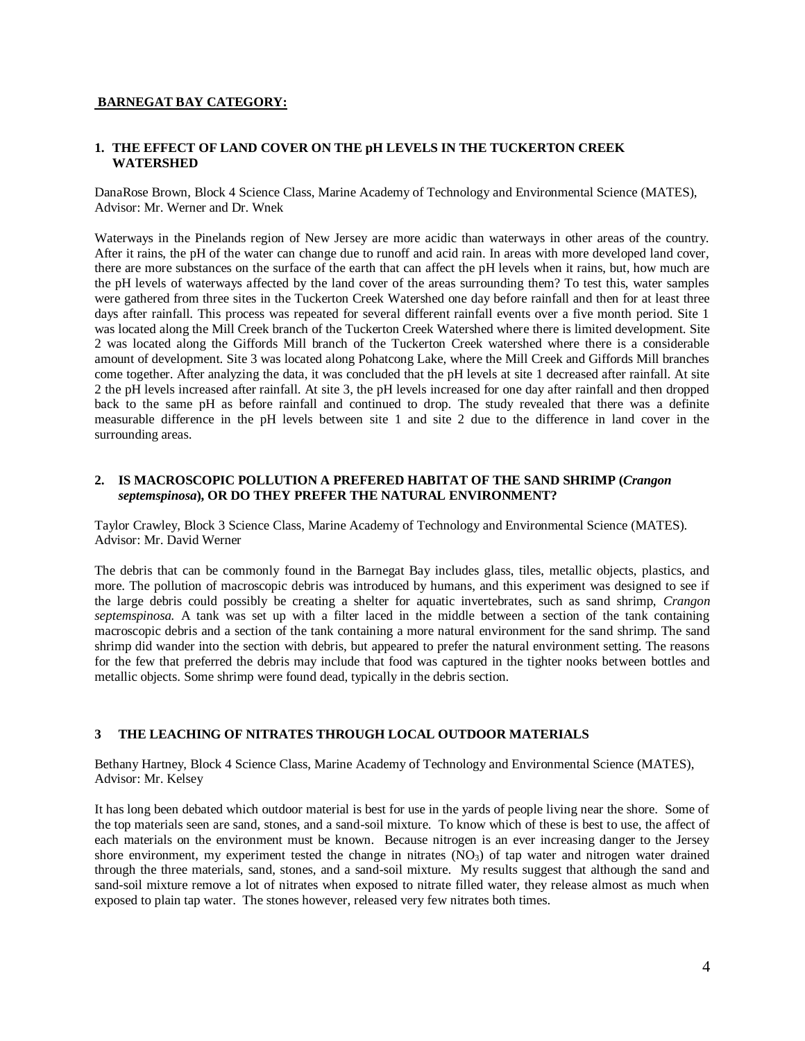## BARNEGAT BAY CATEGORY:

### 1. THE EFFECT OF LAND COVER ON THE pH LEVELS IN THE TUCKERTON CREEK WATERSHED

DanaRose Brown, Block 4 Science Class, Marine Academy of Technology and Environmental Science (MATES), Advisor: Mr. Werner and Dr. Wnek

Waterways in the Pinelands region of New Jersey are more acidic than waterways in other areas of the country. After it rains, the pH of the water can change due to runoff and acid rain. In areas with more developed land cover, there are more substances on the surface of the earth that can affect the pH levels when it rains, but, how much are the pH levels of waterways affected by the land cover of the areas surrounding them? To test this, water samples were gathered from three sites in the Tuckerton Creek Watershed one day before rainfall and then for at least three days after rainfall. This process was repeated for several different rainfall events over a five month period. Site 1 was located along the Mill Creek branch of the Tuckerton Creek Watershed where there is limited development. Site 2 was located along the Giffords Mill branch of the Tuckerton Creek watershed where there is a considerable amount of development. Site 3 was located along Pohatcong Lake, where the Mill Creek and Giffords Mill branches come together. After analyzing the data, it was concluded that the pH levels at site 1 decreased after rainfall. At site 2 the pH levels increased after rainfall. At site 3, the pH levels increased for one day after rainfall and then dropped back to the same pH as before rainfall and continued to drop. The study revealed that there was a definite measurable difference in the pH levels between site 1 and site 2 due to the difference in land cover in the surrounding areas.

### 2. IS MACROSCOPIC POLLUTION A PREFERED HABITAT OF THE SAND SHRIMP (*Crangon septemspinosa*), OR DO THEY PREFER THE NATURAL ENVIRONMENT?

Taylor Crawley, Block 3 Science Class, Marine Academy of Technology and Environmental Science (MATES). Advisor: Mr. David Werner

The debris that can be commonly found in the Barnegat Bay includes glass, tiles, metallic objects, plastics, and more. The pollution of macroscopic debris was introduced by humans, and this experiment was designed to see if the large debris could possibly be creating a shelter for aquatic invertebrates, such as sand shrimp, *Crangon septemspinosa.* A tank was set up with a filter laced in the middle between a section of the tank containing macroscopic debris and a section of the tank containing a more natural environment for the sand shrimp. The sand shrimp did wander into the section with debris, but appeared to prefer the natural environment setting. The reasons for the few that preferred the debris may include that food was captured in the tighter nooks between bottles and metallic objects. Some shrimp were found dead, typically in the debris section.

### 3 THE LEACHING OF NITRATES THROUGH LOCAL OUTDOOR MATERIALS

Bethany Hartney, Block 4 Science Class, Marine Academy of Technology and Environmental Science (MATES), Advisor: Mr. Kelsey

It has long been debated which outdoor material is best for use in the yards of people living near the shore. Some of the top materials seen are sand, stones, and a sand-soil mixture. To know which of these is best to use, the affect of each materials on the environment must be known. Because nitrogen is an ever increasing danger to the Jersey shore environment, my experiment tested the change in nitrates ($NO_3$) of tap water and nitrogen water drained through the three materials, sand, stones, and a sand-soil mixture. My results suggest that although the sand and sand-soil mixture remove a lot of nitrates when exposed to nitrate filled water, they release almost as much when exposed to plain tap water. The stones however, released very few nitrates both times.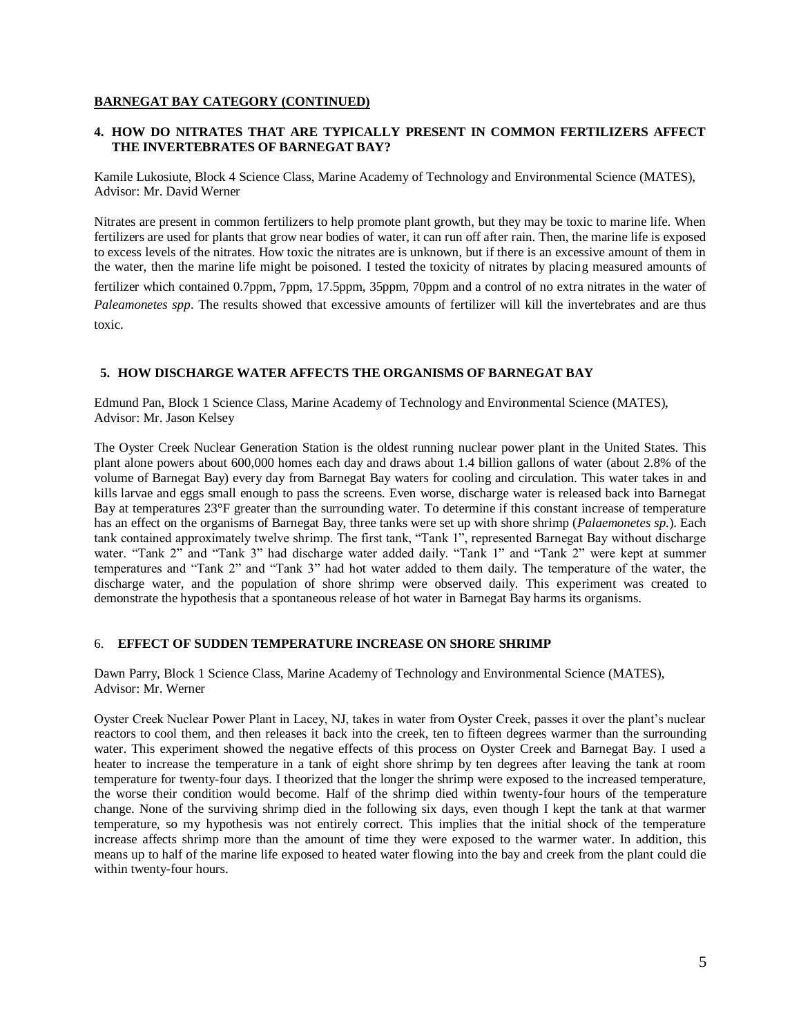**BARNEGAT BAY CATEGORY (CONTINUED)**

### 4. HOW DO NITRATES THAT ARE TYPICALLY PRESENT IN COMMON FERTILIZERS AFFECT THE INVERTEBRATES OF BARNEGAT BAY?

Kamile Lukosiute, Block 4 Science Class, Marine Academy of Technology and Environmental Science (MATES), Advisor: Mr. David Werner

Nitrates are present in common fertilizers to help promote plant growth, but they may be toxic to marine life. When fertilizers are used for plants that grow near bodies of water, it can run off after rain. Then, the marine life is exposed to excess levels of the nitrates. How toxic the nitrates are is unknown, but if there is an excessive amount of them in the water, then the marine life might be poisoned. I tested the toxicity of nitrates by placing measured amounts of fertilizer which contained 0.7ppm, 7ppm, 17.5ppm, 35ppm, 70ppm and a control of no extra nitrates in the water of *Paleamonetes spp*. The results showed that excessive amounts of fertilizer will kill the invertebrates and are thus toxic.

### 5. HOW DISCHARGE WATER AFFECTS THE ORGANISMS OF BARNEGAT BAY

Edmund Pan, Block 1 Science Class, Marine Academy of Technology and Environmental Science (MATES), Advisor: Mr. Jason Kelsey

The Oyster Creek Nuclear Generation Station is the oldest running nuclear power plant in the United States. This plant alone powers about 600,000 homes each day and draws about 1.4 billion gallons of water (about 2.8% of the volume of Barnegat Bay) every day from Barnegat Bay waters for cooling and circulation. This water takes in and kills larvae and eggs small enough to pass the screens. Even worse, discharge water is released back into Barnegat Bay at temperatures 23°F greater than the surrounding water. To determine if this constant increase of temperature has an effect on the organisms of Barnegat Bay, three tanks were set up with shore shrimp (*Palaemonetes sp.*). Each tank contained approximately twelve shrimp. The first tank, "Tank 1", represented Barnegat Bay without discharge water. "Tank 2" and "Tank 3" had discharge water added daily. "Tank 1" and "Tank 2" were kept at summer temperatures and "Tank 2" and "Tank 3" had hot water added to them daily. The temperature of the water, the discharge water, and the population of shore shrimp were observed daily. This experiment was created to demonstrate the hypothesis that a spontaneous release of hot water in Barnegat Bay harms its organisms.

### 6. EFFECT OF SUDDEN TEMPERATURE INCREASE ON SHORE SHRIMP

Dawn Parry, Block 1 Science Class, Marine Academy of Technology and Environmental Science (MATES), Advisor: Mr. Werner

Oyster Creek Nuclear Power Plant in Lacey, NJ, takes in water from Oyster Creek, passes it over the plant's nuclear reactors to cool them, and then releases it back into the creek, ten to fifteen degrees warmer than the surrounding water. This experiment showed the negative effects of this process on Oyster Creek and Barnegat Bay. I used a heater to increase the temperature in a tank of eight shore shrimp by ten degrees after leaving the tank at room temperature for twenty-four days. I theorized that the longer the shrimp were exposed to the increased temperature, the worse their condition would become. Half of the shrimp died within twenty-four hours of the temperature change. None of the surviving shrimp died in the following six days, even though I kept the tank at that warmer temperature, so my hypothesis was not entirely correct. This implies that the initial shock of the temperature increase affects shrimp more than the amount of time they were exposed to the warmer water. In addition, this means up to half of the marine life exposed to heated water flowing into the bay and creek from the plant could die within twenty-four hours.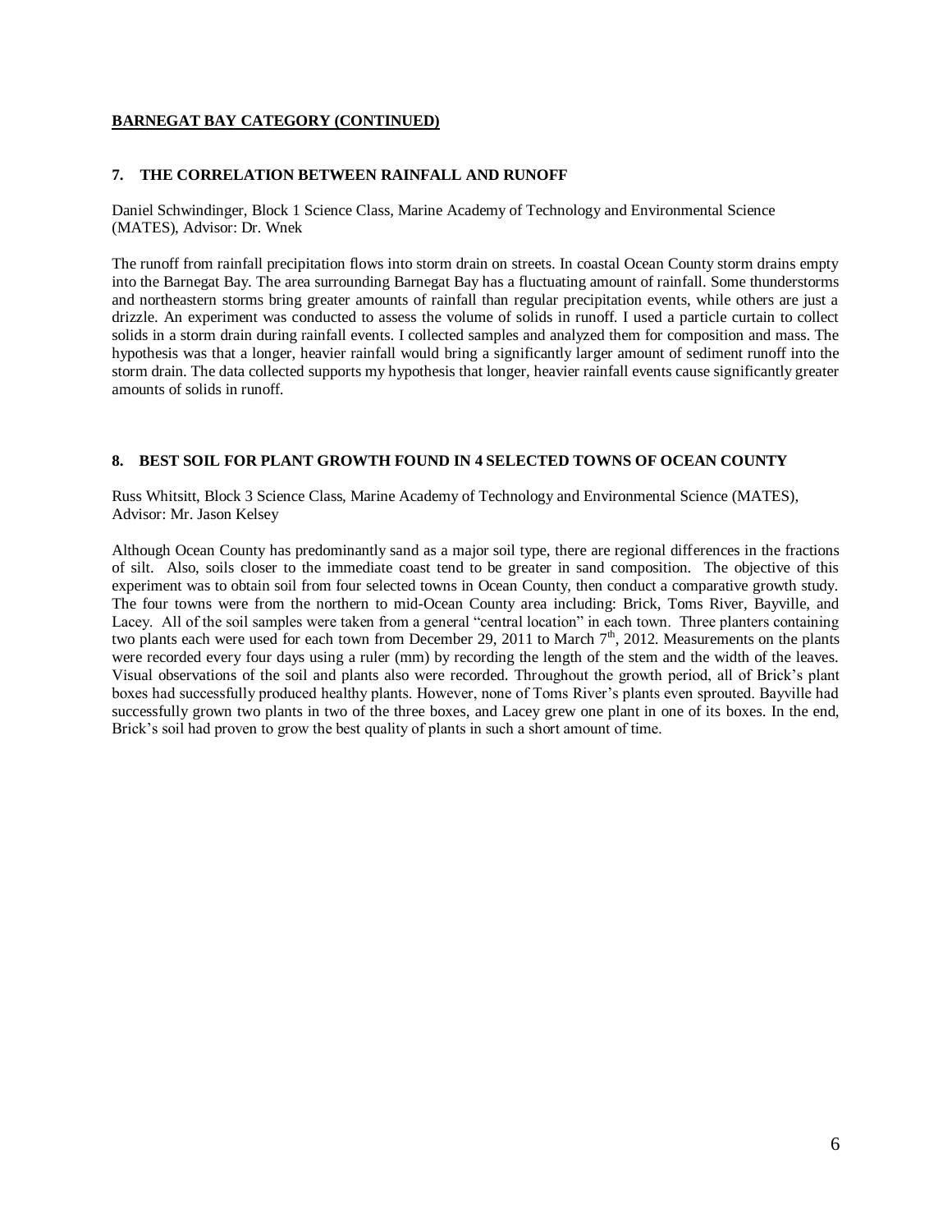**BARNEGAT BAY CATEGORY (CONTINUED)**

### 7. THE CORRELATION BETWEEN RAINFALL AND RUNOFF

Daniel Schwindinger, Block 1 Science Class, Marine Academy of Technology and Environmental Science (MATES), Advisor: Dr. Wnek

The runoff from rainfall precipitation flows into storm drain on streets. In coastal Ocean County storm drains empty into the Barnegat Bay. The area surrounding Barnegat Bay has a fluctuating amount of rainfall. Some thunderstorms and northeastern storms bring greater amounts of rainfall than regular precipitation events, while others are just a drizzle. An experiment was conducted to assess the volume of solids in runoff. I used a particle curtain to collect solids in a storm drain during rainfall events. I collected samples and analyzed them for composition and mass. The hypothesis was that a longer, heavier rainfall would bring a significantly larger amount of sediment runoff into the storm drain. The data collected supports my hypothesis that longer, heavier rainfall events cause significantly greater amounts of solids in runoff.

### 8. BEST SOIL FOR PLANT GROWTH FOUND IN 4 SELECTED TOWNS OF OCEAN COUNTY

Russ Whitsitt, Block 3 Science Class, Marine Academy of Technology and Environmental Science (MATES), Advisor: Mr. Jason Kelsey

Although Ocean County has predominantly sand as a major soil type, there are regional differences in the fractions of silt. Also, soils closer to the immediate coast tend to be greater in sand composition. The objective of this experiment was to obtain soil from four selected towns in Ocean County, then conduct a comparative growth study. The four towns were from the northern to mid-Ocean County area including: Brick, Toms River, Bayville, and Lacey. All of the soil samples were taken from a general "central location" in each town. Three planters containing two plants each were used for each town from December 29, 2011 to March 7th, 2012. Measurements on the plants were recorded every four days using a ruler (mm) by recording the length of the stem and the width of the leaves. Visual observations of the soil and plants also were recorded. Throughout the growth period, all of Brick's plant boxes had successfully produced healthy plants. However, none of Toms River's plants even sprouted. Bayville had successfully grown two plants in two of the three boxes, and Lacey grew one plant in one of its boxes. In the end, Brick's soil had proven to grow the best quality of plants in such a short amount of time.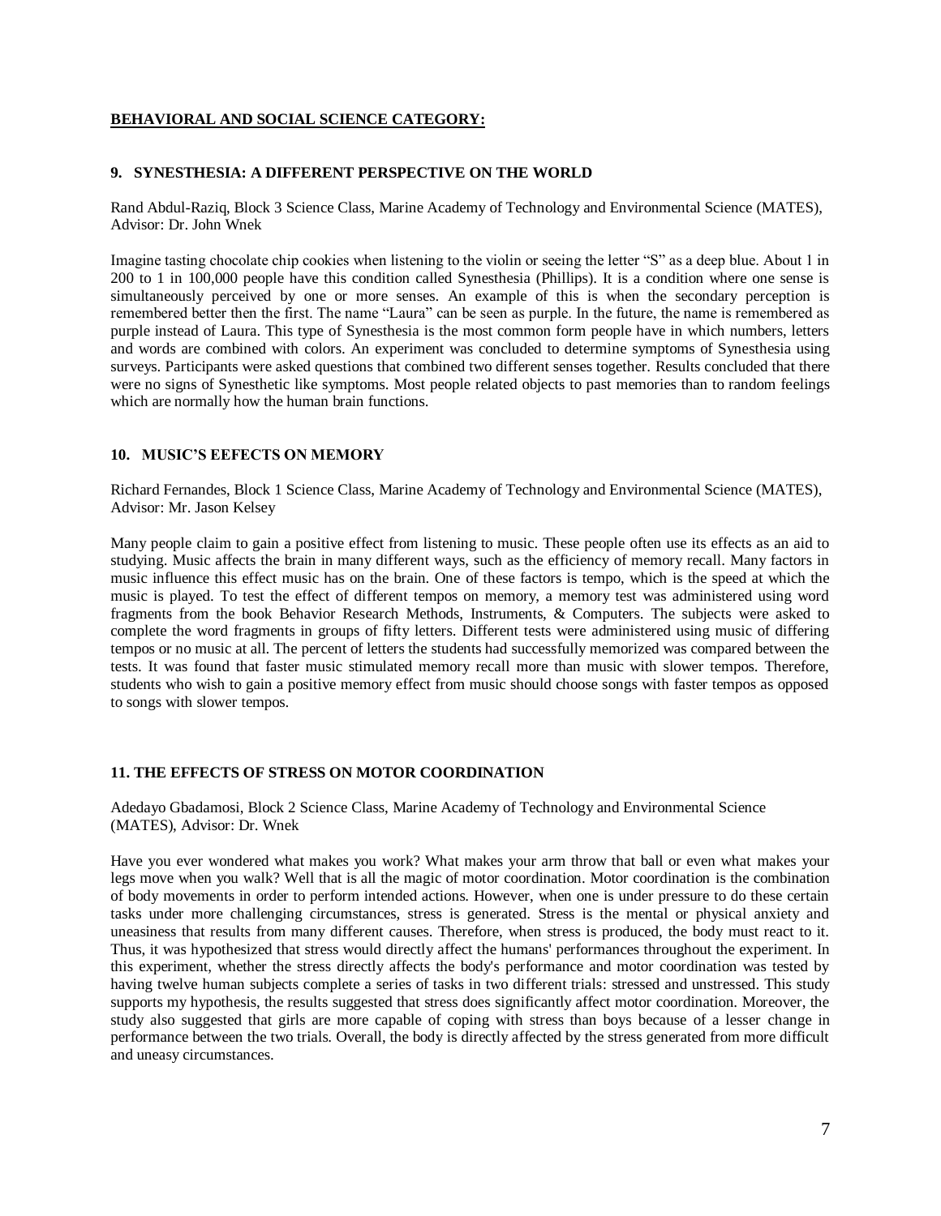## BEHAVIORAL AND SOCIAL SCIENCE CATEGORY:

### 9. SYNESTHESIA: A DIFFERENT PERSPECTIVE ON THE WORLD

Rand Abdul-Raziq, Block 3 Science Class, Marine Academy of Technology and Environmental Science (MATES), Advisor: Dr. John Wnek

Imagine tasting chocolate chip cookies when listening to the violin or seeing the letter "S" as a deep blue. About 1 in 200 to 1 in 100,000 people have this condition called Synesthesia (Phillips). It is a condition where one sense is simultaneously perceived by one or more senses. An example of this is when the secondary perception is remembered better then the first. The name "Laura" can be seen as purple. In the future, the name is remembered as purple instead of Laura. This type of Synesthesia is the most common form people have in which numbers, letters and words are combined with colors. An experiment was concluded to determine symptoms of Synesthesia using surveys. Participants were asked questions that combined two different senses together. Results concluded that there were no signs of Synesthetic like symptoms. Most people related objects to past memories than to random feelings which are normally how the human brain functions.

### 10. MUSIC'S EEFECTS ON MEMORY

Richard Fernandes, Block 1 Science Class, Marine Academy of Technology and Environmental Science (MATES), Advisor: Mr. Jason Kelsey

Many people claim to gain a positive effect from listening to music. These people often use its effects as an aid to studying. Music affects the brain in many different ways, such as the efficiency of memory recall. Many factors in music influence this effect music has on the brain. One of these factors is tempo, which is the speed at which the music is played. To test the effect of different tempos on memory, a memory test was administered using word fragments from the book Behavior Research Methods, Instruments, & Computers. The subjects were asked to complete the word fragments in groups of fifty letters. Different tests were administered using music of differing tempos or no music at all. The percent of letters the students had successfully memorized was compared between the tests. It was found that faster music stimulated memory recall more than music with slower tempos. Therefore, students who wish to gain a positive memory effect from music should choose songs with faster tempos as opposed to songs with slower tempos.

### 11. THE EFFECTS OF STRESS ON MOTOR COORDINATION

Adedayo Gbadamosi, Block 2 Science Class, Marine Academy of Technology and Environmental Science (MATES), Advisor: Dr. Wnek

Have you ever wondered what makes you work? What makes your arm throw that ball or even what makes your legs move when you walk? Well that is all the magic of motor coordination. Motor coordination is the combination of body movements in order to perform intended actions. However, when one is under pressure to do these certain tasks under more challenging circumstances, stress is generated. Stress is the mental or physical anxiety and uneasiness that results from many different causes. Therefore, when stress is produced, the body must react to it. Thus, it was hypothesized that stress would directly affect the humans' performances throughout the experiment. In this experiment, whether the stress directly affects the body's performance and motor coordination was tested by having twelve human subjects complete a series of tasks in two different trials: stressed and unstressed. This study supports my hypothesis, the results suggested that stress does significantly affect motor coordination. Moreover, the study also suggested that girls are more capable of coping with stress than boys because of a lesser change in performance between the two trials. Overall, the body is directly affected by the stress generated from more difficult and uneasy circumstances.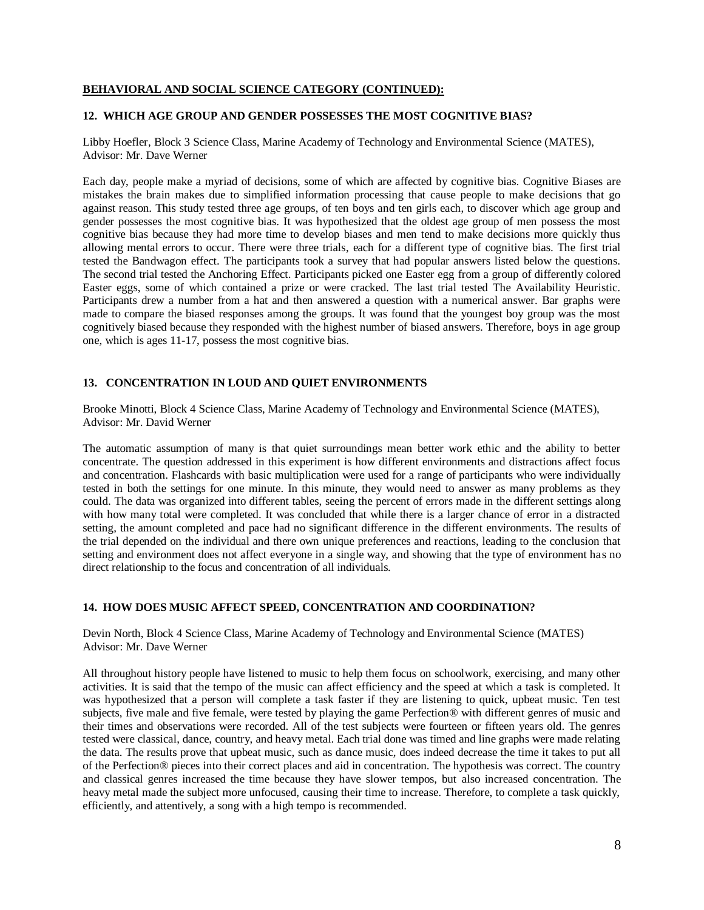**BEHAVIORAL AND SOCIAL SCIENCE CATEGORY (CONTINUED):**

### 12. WHICH AGE GROUP AND GENDER POSSESSES THE MOST COGNITIVE BIAS?

Libby Hoefler, Block 3 Science Class, Marine Academy of Technology and Environmental Science (MATES), Advisor: Mr. Dave Werner

Each day, people make a myriad of decisions, some of which are affected by cognitive bias. Cognitive Biases are mistakes the brain makes due to simplified information processing that cause people to make decisions that go against reason. This study tested three age groups, of ten boys and ten girls each, to discover which age group and gender possesses the most cognitive bias. It was hypothesized that the oldest age group of men possess the most cognitive bias because they had more time to develop biases and men tend to make decisions more quickly thus allowing mental errors to occur. There were three trials, each for a different type of cognitive bias. The first trial tested the Bandwagon effect. The participants took a survey that had popular answers listed below the questions. The second trial tested the Anchoring Effect. Participants picked one Easter egg from a group of differently colored Easter eggs, some of which contained a prize or were cracked. The last trial tested The Availability Heuristic. Participants drew a number from a hat and then answered a question with a numerical answer. Bar graphs were made to compare the biased responses among the groups. It was found that the youngest boy group was the most cognitively biased because they responded with the highest number of biased answers. Therefore, boys in age group one, which is ages 11-17, possess the most cognitive bias.

### 13. CONCENTRATION IN LOUD AND QUIET ENVIRONMENTS

Brooke Minotti, Block 4 Science Class, Marine Academy of Technology and Environmental Science (MATES), Advisor: Mr. David Werner

The automatic assumption of many is that quiet surroundings mean better work ethic and the ability to better concentrate. The question addressed in this experiment is how different environments and distractions affect focus and concentration. Flashcards with basic multiplication were used for a range of participants who were individually tested in both the settings for one minute. In this minute, they would need to answer as many problems as they could. The data was organized into different tables, seeing the percent of errors made in the different settings along with how many total were completed. It was concluded that while there is a larger chance of error in a distracted setting, the amount completed and pace had no significant difference in the different environments. The results of the trial depended on the individual and there own unique preferences and reactions, leading to the conclusion that setting and environment does not affect everyone in a single way, and showing that the type of environment has no direct relationship to the focus and concentration of all individuals.

### 14. HOW DOES MUSIC AFFECT SPEED, CONCENTRATION AND COORDINATION?

Devin North, Block 4 Science Class, Marine Academy of Technology and Environmental Science (MATES) Advisor: Mr. Dave Werner

All throughout history people have listened to music to help them focus on schoolwork, exercising, and many other activities. It is said that the tempo of the music can affect efficiency and the speed at which a task is completed. It was hypothesized that a person will complete a task faster if they are listening to quick, upbeat music. Ten test subjects, five male and five female, were tested by playing the game Perfection® with different genres of music and their times and observations were recorded. All of the test subjects were fourteen or fifteen years old. The genres tested were classical, dance, country, and heavy metal. Each trial done was timed and line graphs were made relating the data. The results prove that upbeat music, such as dance music, does indeed decrease the time it takes to put all of the Perfection® pieces into their correct places and aid in concentration. The hypothesis was correct. The country and classical genres increased the time because they have slower tempos, but also increased concentration. The heavy metal made the subject more unfocused, causing their time to increase. Therefore, to complete a task quickly, efficiently, and attentively, a song with a high tempo is recommended.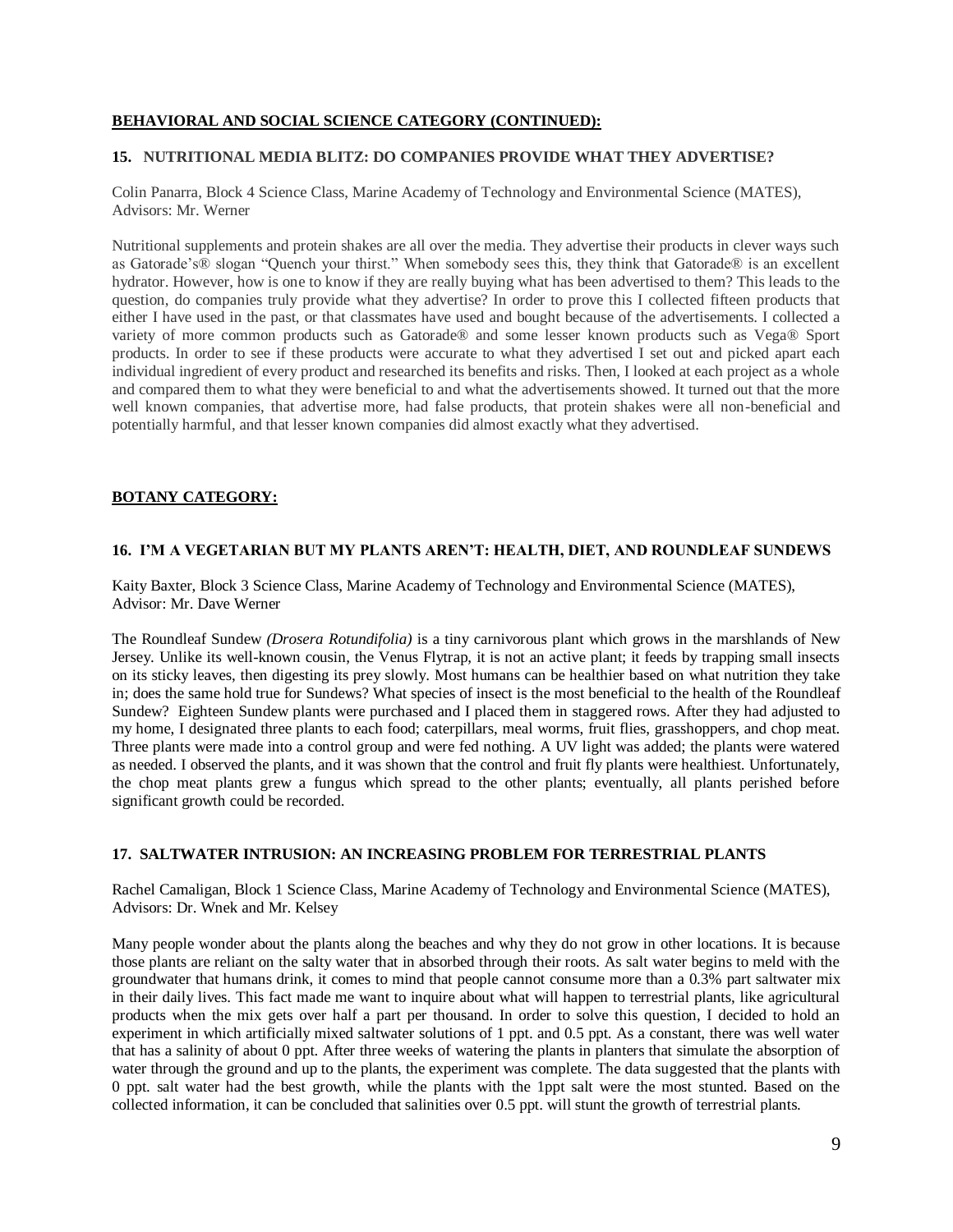## BEHAVIORAL AND SOCIAL SCIENCE CATEGORY (CONTINUED):

### 15. NUTRITIONAL MEDIA BLITZ: DO COMPANIES PROVIDE WHAT THEY ADVERTISE?

Colin Panarra, Block 4 Science Class, Marine Academy of Technology and Environmental Science (MATES), Advisors: Mr. Werner

Nutritional supplements and protein shakes are all over the media. They advertise their products in clever ways such as Gatorade's® slogan "Quench your thirst." When somebody sees this, they think that Gatorade® is an excellent hydrator. However, how is one to know if they are really buying what has been advertised to them? This leads to the question, do companies truly provide what they advertise? In order to prove this I collected fifteen products that either I have used in the past, or that classmates have used and bought because of the advertisements. I collected a variety of more common products such as Gatorade® and some lesser known products such as Vega® Sport products. In order to see if these products were accurate to what they advertised I set out and picked apart each individual ingredient of every product and researched its benefits and risks. Then, I looked at each project as a whole and compared them to what they were beneficial to and what the advertisements showed. It turned out that the more well known companies, that advertise more, had false products, that protein shakes were all non-beneficial and potentially harmful, and that lesser known companies did almost exactly what they advertised.

## BOTANY CATEGORY:

### 16. I'M A VEGETARIAN BUT MY PLANTS AREN'T: HEALTH, DIET, AND ROUNDLEAF SUNDEWS

Kaity Baxter, Block 3 Science Class, Marine Academy of Technology and Environmental Science (MATES), Advisor: Mr. Dave Werner

The Roundleaf Sundew *(Drosera Rotundifolia)* is a tiny carnivorous plant which grows in the marshlands of New Jersey. Unlike its well-known cousin, the Venus Flytrap, it is not an active plant; it feeds by trapping small insects on its sticky leaves, then digesting its prey slowly. Most humans can be healthier based on what nutrition they take in; does the same hold true for Sundews? What species of insect is the most beneficial to the health of the Roundleaf Sundew? Eighteen Sundew plants were purchased and I placed them in staggered rows. After they had adjusted to my home, I designated three plants to each food; caterpillars, meal worms, fruit flies, grasshoppers, and chop meat. Three plants were made into a control group and were fed nothing. A UV light was added; the plants were watered as needed. I observed the plants, and it was shown that the control and fruit fly plants were healthiest. Unfortunately, the chop meat plants grew a fungus which spread to the other plants; eventually, all plants perished before significant growth could be recorded.

### 17. SALTWATER INTRUSION: AN INCREASING PROBLEM FOR TERRESTRIAL PLANTS

Rachel Camaligan, Block 1 Science Class, Marine Academy of Technology and Environmental Science (MATES), Advisors: Dr. Wnek and Mr. Kelsey

Many people wonder about the plants along the beaches and why they do not grow in other locations. It is because those plants are reliant on the salty water that in absorbed through their roots. As salt water begins to meld with the groundwater that humans drink, it comes to mind that people cannot consume more than a 0.3% part saltwater mix in their daily lives. This fact made me want to inquire about what will happen to terrestrial plants, like agricultural products when the mix gets over half a part per thousand. In order to solve this question, I decided to hold an experiment in which artificially mixed saltwater solutions of 1 ppt. and 0.5 ppt. As a constant, there was well water that has a salinity of about 0 ppt. After three weeks of watering the plants in planters that simulate the absorption of water through the ground and up to the plants, the experiment was complete. The data suggested that the plants with 0 ppt. salt water had the best growth, while the plants with the 1ppt salt were the most stunted. Based on the collected information, it can be concluded that salinities over 0.5 ppt. will stunt the growth of terrestrial plants.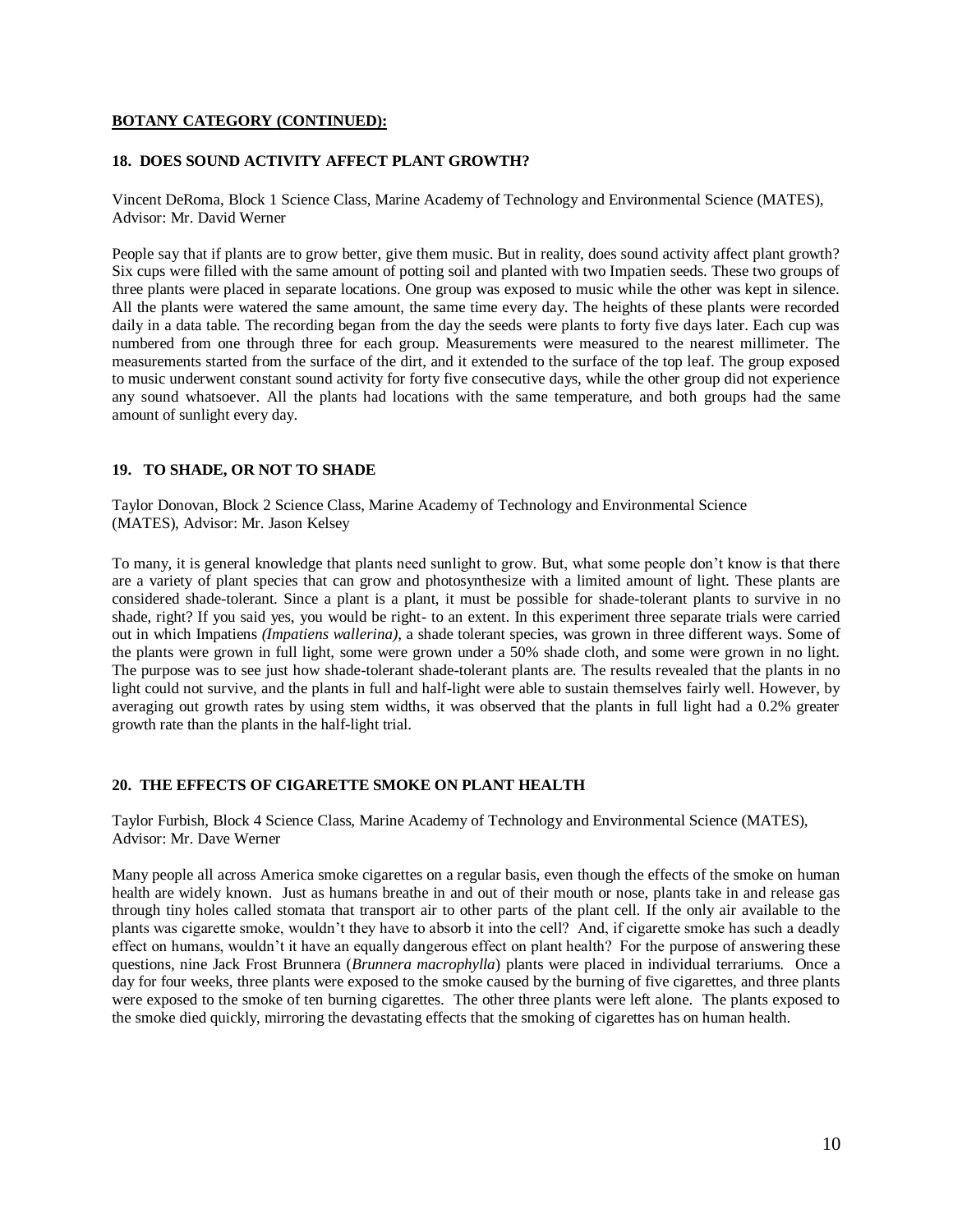**BOTANY CATEGORY (CONTINUED):**

### 18. DOES SOUND ACTIVITY AFFECT PLANT GROWTH?

Vincent DeRoma, Block 1 Science Class, Marine Academy of Technology and Environmental Science (MATES), Advisor: Mr. David Werner

People say that if plants are to grow better, give them music. But in reality, does sound activity affect plant growth? Six cups were filled with the same amount of potting soil and planted with two Impatien seeds. These two groups of three plants were placed in separate locations. One group was exposed to music while the other was kept in silence. All the plants were watered the same amount, the same time every day. The heights of these plants were recorded daily in a data table. The recording began from the day the seeds were plants to forty five days later. Each cup was numbered from one through three for each group. Measurements were measured to the nearest millimeter. The measurements started from the surface of the dirt, and it extended to the surface of the top leaf. The group exposed to music underwent constant sound activity for forty five consecutive days, while the other group did not experience any sound whatsoever. All the plants had locations with the same temperature, and both groups had the same amount of sunlight every day.

### 19. TO SHADE, OR NOT TO SHADE

Taylor Donovan, Block 2 Science Class, Marine Academy of Technology and Environmental Science (MATES), Advisor: Mr. Jason Kelsey

To many, it is general knowledge that plants need sunlight to grow. But, what some people don't know is that there are a variety of plant species that can grow and photosynthesize with a limited amount of light. These plants are considered shade-tolerant. Since a plant is a plant, it must be possible for shade-tolerant plants to survive in no shade, right? If you said yes, you would be right- to an extent. In this experiment three separate trials were carried out in which Impatiens *(Impatiens wallerina)*, a shade tolerant species, was grown in three different ways. Some of the plants were grown in full light, some were grown under a 50% shade cloth, and some were grown in no light. The purpose was to see just how shade-tolerant shade-tolerant plants are. The results revealed that the plants in no light could not survive, and the plants in full and half-light were able to sustain themselves fairly well. However, by averaging out growth rates by using stem widths, it was observed that the plants in full light had a 0.2% greater growth rate than the plants in the half-light trial.

### 20. THE EFFECTS OF CIGARETTE SMOKE ON PLANT HEALTH

Taylor Furbish, Block 4 Science Class, Marine Academy of Technology and Environmental Science (MATES), Advisor: Mr. Dave Werner

Many people all across America smoke cigarettes on a regular basis, even though the effects of the smoke on human health are widely known. Just as humans breathe in and out of their mouth or nose, plants take in and release gas through tiny holes called stomata that transport air to other parts of the plant cell. If the only air available to the plants was cigarette smoke, wouldn't they have to absorb it into the cell? And, if cigarette smoke has such a deadly effect on humans, wouldn't it have an equally dangerous effect on plant health? For the purpose of answering these questions, nine Jack Frost Brunnera (*Brunnera macrophylla*) plants were placed in individual terrariums. Once a day for four weeks, three plants were exposed to the smoke caused by the burning of five cigarettes, and three plants were exposed to the smoke of ten burning cigarettes. The other three plants were left alone. The plants exposed to the smoke died quickly, mirroring the devastating effects that the smoking of cigarettes has on human health.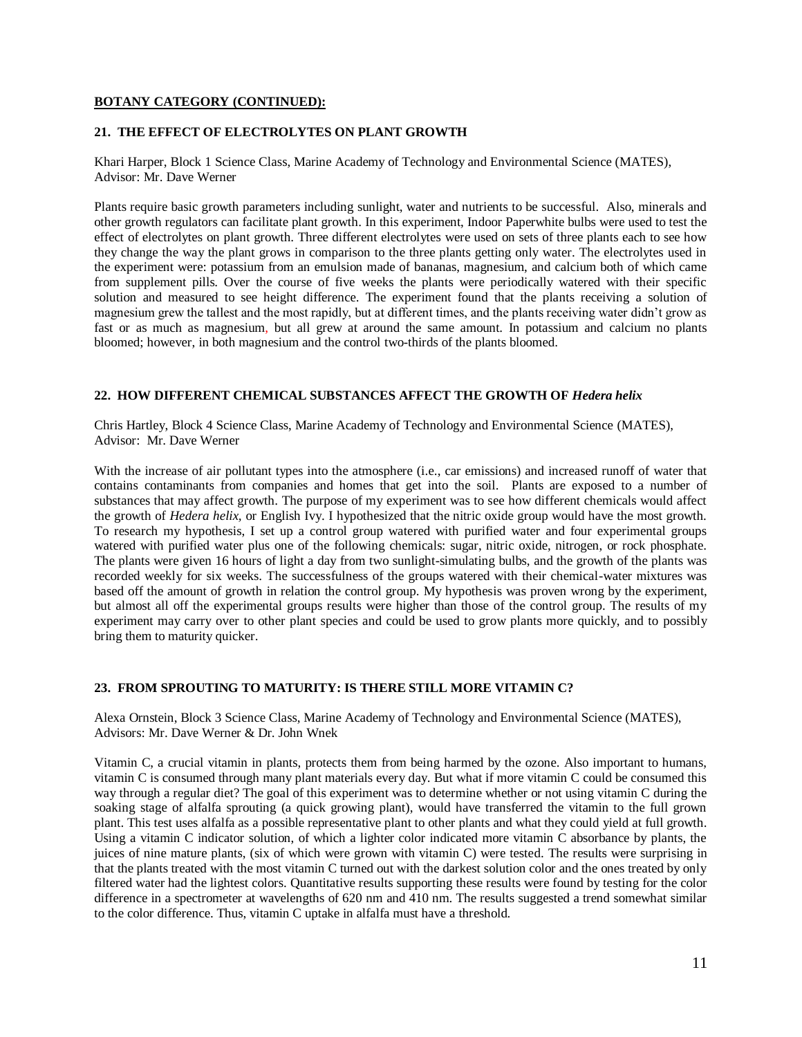**BOTANY CATEGORY (CONTINUED):**

### 21. THE EFFECT OF ELECTROLYTES ON PLANT GROWTH

Khari Harper, Block 1 Science Class, Marine Academy of Technology and Environmental Science (MATES), Advisor: Mr. Dave Werner

Plants require basic growth parameters including sunlight, water and nutrients to be successful. Also, minerals and other growth regulators can facilitate plant growth. In this experiment, Indoor Paperwhite bulbs were used to test the effect of electrolytes on plant growth. Three different electrolytes were used on sets of three plants each to see how they change the way the plant grows in comparison to the three plants getting only water. The electrolytes used in the experiment were: potassium from an emulsion made of bananas, magnesium, and calcium both of which came from supplement pills. Over the course of five weeks the plants were periodically watered with their specific solution and measured to see height difference. The experiment found that the plants receiving a solution of magnesium grew the tallest and the most rapidly, but at different times, and the plants receiving water didn't grow as fast or as much as magnesium, but all grew at around the same amount. In potassium and calcium no plants bloomed; however, in both magnesium and the control two-thirds of the plants bloomed.

### 22. HOW DIFFERENT CHEMICAL SUBSTANCES AFFECT THE GROWTH OF *Hedera helix*

Chris Hartley, Block 4 Science Class, Marine Academy of Technology and Environmental Science (MATES), Advisor: Mr. Dave Werner

With the increase of air pollutant types into the atmosphere (i.e., car emissions) and increased runoff of water that contains contaminants from companies and homes that get into the soil. Plants are exposed to a number of substances that may affect growth. The purpose of my experiment was to see how different chemicals would affect the growth of *Hedera helix*, or English Ivy. I hypothesized that the nitric oxide group would have the most growth. To research my hypothesis, I set up a control group watered with purified water and four experimental groups watered with purified water plus one of the following chemicals: sugar, nitric oxide, nitrogen, or rock phosphate. The plants were given 16 hours of light a day from two sunlight-simulating bulbs, and the growth of the plants was recorded weekly for six weeks. The successfulness of the groups watered with their chemical-water mixtures was based off the amount of growth in relation the control group. My hypothesis was proven wrong by the experiment, but almost all off the experimental groups results were higher than those of the control group. The results of my experiment may carry over to other plant species and could be used to grow plants more quickly, and to possibly bring them to maturity quicker.

### 23. FROM SPROUTING TO MATURITY: IS THERE STILL MORE VITAMIN C?

Alexa Ornstein, Block 3 Science Class, Marine Academy of Technology and Environmental Science (MATES), Advisors: Mr. Dave Werner & Dr. John Wnek

Vitamin C, a crucial vitamin in plants, protects them from being harmed by the ozone. Also important to humans, vitamin C is consumed through many plant materials every day. But what if more vitamin C could be consumed this way through a regular diet? The goal of this experiment was to determine whether or not using vitamin C during the soaking stage of alfalfa sprouting (a quick growing plant), would have transferred the vitamin to the full grown plant. This test uses alfalfa as a possible representative plant to other plants and what they could yield at full growth. Using a vitamin C indicator solution, of which a lighter color indicated more vitamin C absorbance by plants, the juices of nine mature plants, (six of which were grown with vitamin C) were tested. The results were surprising in that the plants treated with the most vitamin C turned out with the darkest solution color and the ones treated by only filtered water had the lightest colors. Quantitative results supporting these results were found by testing for the color difference in a spectrometer at wavelengths of 620 nm and 410 nm. The results suggested a trend somewhat similar to the color difference. Thus, vitamin C uptake in alfalfa must have a threshold.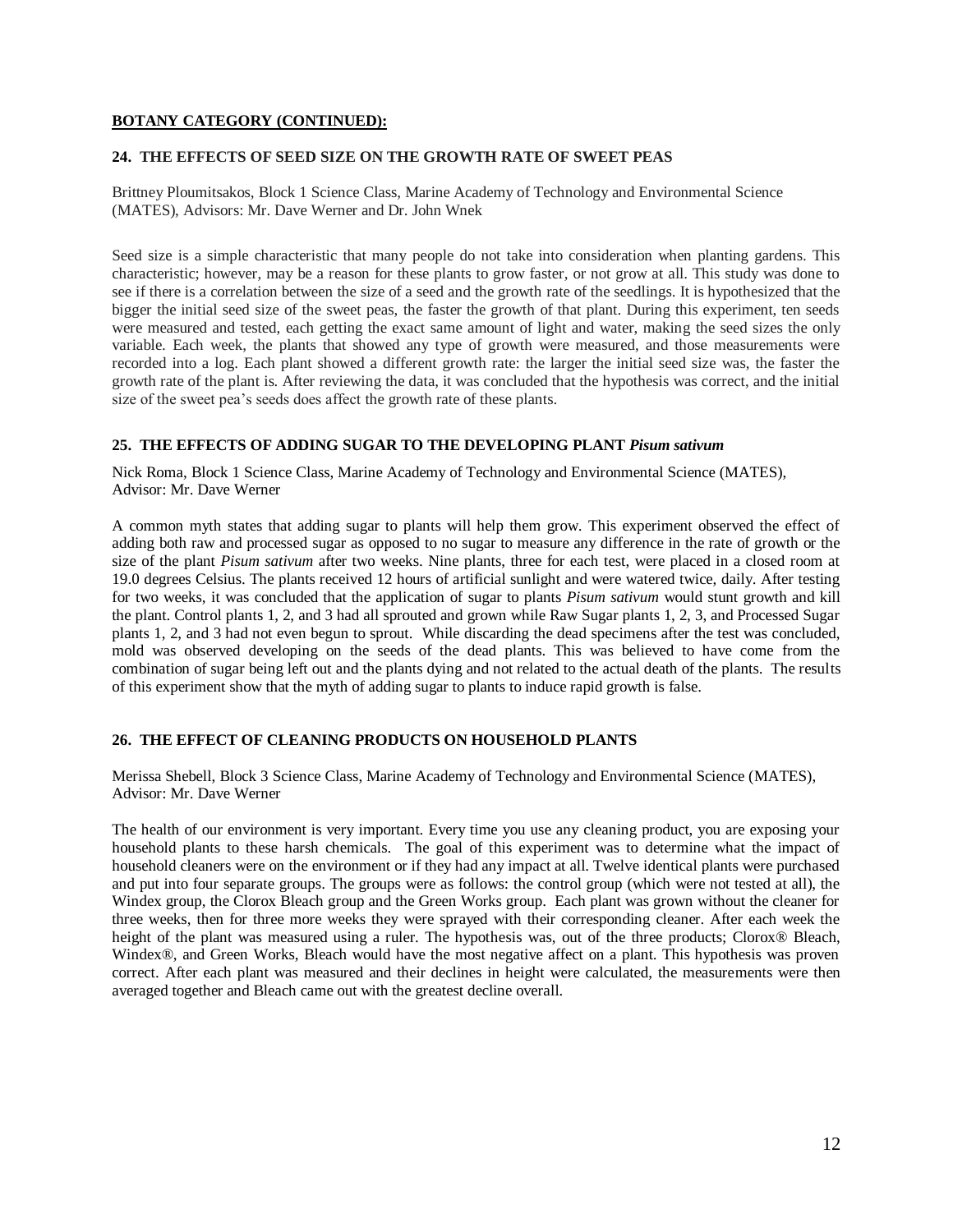**BOTANY CATEGORY (CONTINUED):**

### 24. THE EFFECTS OF SEED SIZE ON THE GROWTH RATE OF SWEET PEAS

Brittney Ploumitsakos, Block 1 Science Class, Marine Academy of Technology and Environmental Science (MATES), Advisors: Mr. Dave Werner and Dr. John Wnek

Seed size is a simple characteristic that many people do not take into consideration when planting gardens. This characteristic; however, may be a reason for these plants to grow faster, or not grow at all. This study was done to see if there is a correlation between the size of a seed and the growth rate of the seedlings. It is hypothesized that the bigger the initial seed size of the sweet peas, the faster the growth of that plant. During this experiment, ten seeds were measured and tested, each getting the exact same amount of light and water, making the seed sizes the only variable. Each week, the plants that showed any type of growth were measured, and those measurements were recorded into a log. Each plant showed a different growth rate: the larger the initial seed size was, the faster the growth rate of the plant is. After reviewing the data, it was concluded that the hypothesis was correct, and the initial size of the sweet pea's seeds does affect the growth rate of these plants.

### 25. THE EFFECTS OF ADDING SUGAR TO THE DEVELOPING PLANT *Pisum sativum*

Nick Roma, Block 1 Science Class, Marine Academy of Technology and Environmental Science (MATES), Advisor: Mr. Dave Werner

A common myth states that adding sugar to plants will help them grow. This experiment observed the effect of adding both raw and processed sugar as opposed to no sugar to measure any difference in the rate of growth or the size of the plant *Pisum sativum* after two weeks. Nine plants, three for each test, were placed in a closed room at 19.0 degrees Celsius. The plants received 12 hours of artificial sunlight and were watered twice, daily. After testing for two weeks, it was concluded that the application of sugar to plants *Pisum sativum* would stunt growth and kill the plant. Control plants 1, 2, and 3 had all sprouted and grown while Raw Sugar plants 1, 2, 3, and Processed Sugar plants 1, 2, and 3 had not even begun to sprout. While discarding the dead specimens after the test was concluded, mold was observed developing on the seeds of the dead plants. This was believed to have come from the combination of sugar being left out and the plants dying and not related to the actual death of the plants. The results of this experiment show that the myth of adding sugar to plants to induce rapid growth is false.

### 26. THE EFFECT OF CLEANING PRODUCTS ON HOUSEHOLD PLANTS

Merissa Shebell, Block 3 Science Class, Marine Academy of Technology and Environmental Science (MATES), Advisor: Mr. Dave Werner

The health of our environment is very important. Every time you use any cleaning product, you are exposing your household plants to these harsh chemicals. The goal of this experiment was to determine what the impact of household cleaners were on the environment or if they had any impact at all. Twelve identical plants were purchased and put into four separate groups. The groups were as follows: the control group (which were not tested at all), the Windex group, the Clorox Bleach group and the Green Works group. Each plant was grown without the cleaner for three weeks, then for three more weeks they were sprayed with their corresponding cleaner. After each week the height of the plant was measured using a ruler. The hypothesis was, out of the three products; Clorox® Bleach, Windex®, and Green Works, Bleach would have the most negative affect on a plant. This hypothesis was proven correct. After each plant was measured and their declines in height were calculated, the measurements were then averaged together and Bleach came out with the greatest decline overall.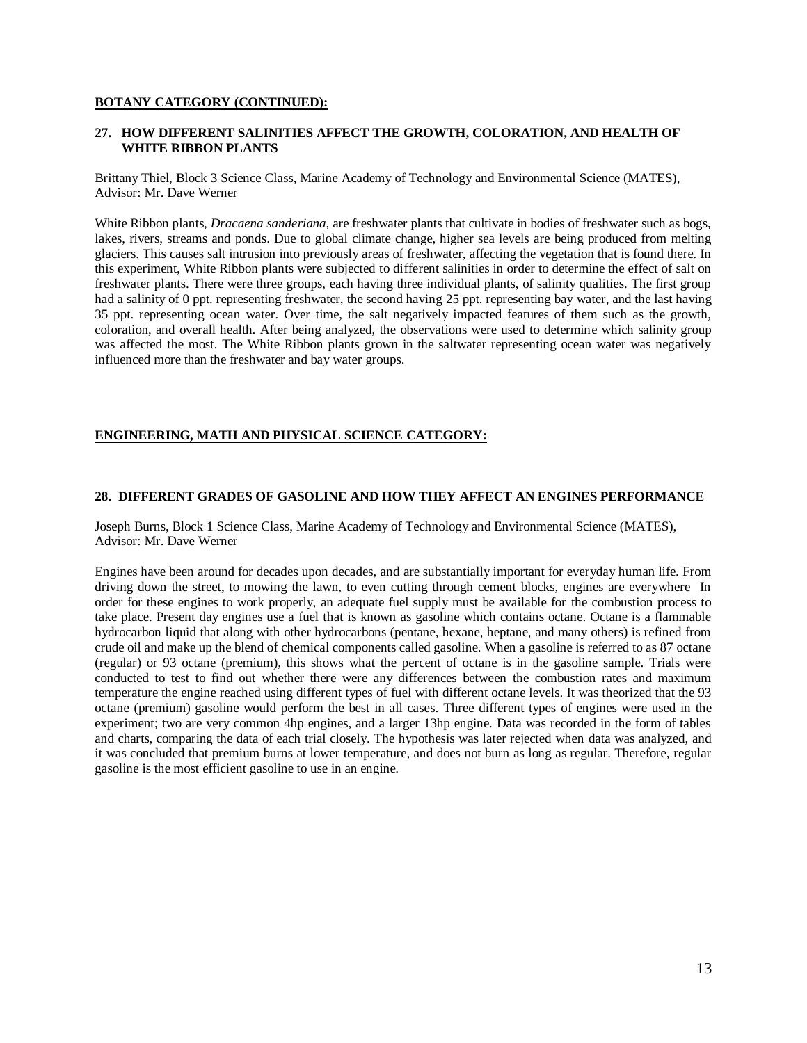**BOTANY CATEGORY (CONTINUED):**

### 27. HOW DIFFERENT SALINITIES AFFECT THE GROWTH, COLORATION, AND HEALTH OF WHITE RIBBON PLANTS

Brittany Thiel, Block 3 Science Class, Marine Academy of Technology and Environmental Science (MATES), Advisor: Mr. Dave Werner

White Ribbon plants, *Dracaena sanderiana,* are freshwater plants that cultivate in bodies of freshwater such as bogs, lakes, rivers, streams and ponds. Due to global climate change, higher sea levels are being produced from melting glaciers. This causes salt intrusion into previously areas of freshwater, affecting the vegetation that is found there. In this experiment, White Ribbon plants were subjected to different salinities in order to determine the effect of salt on freshwater plants. There were three groups, each having three individual plants, of salinity qualities. The first group had a salinity of 0 ppt. representing freshwater, the second having 25 ppt. representing bay water, and the last having 35 ppt. representing ocean water. Over time, the salt negatively impacted features of them such as the growth, coloration, and overall health. After being analyzed, the observations were used to determine which salinity group was affected the most. The White Ribbon plants grown in the saltwater representing ocean water was negatively influenced more than the freshwater and bay water groups.

**ENGINEERING, MATH AND PHYSICAL SCIENCE CATEGORY:**

### 28. DIFFERENT GRADES OF GASOLINE AND HOW THEY AFFECT AN ENGINES PERFORMANCE

Joseph Burns, Block 1 Science Class, Marine Academy of Technology and Environmental Science (MATES), Advisor: Mr. Dave Werner

Engines have been around for decades upon decades, and are substantially important for everyday human life. From driving down the street, to mowing the lawn, to even cutting through cement blocks, engines are everywhere In order for these engines to work properly, an adequate fuel supply must be available for the combustion process to take place. Present day engines use a fuel that is known as gasoline which contains octane. Octane is a flammable hydrocarbon liquid that along with other hydrocarbons (pentane, hexane, heptane, and many others) is refined from crude oil and make up the blend of chemical components called gasoline. When a gasoline is referred to as 87 octane (regular) or 93 octane (premium), this shows what the percent of octane is in the gasoline sample. Trials were conducted to test to find out whether there were any differences between the combustion rates and maximum temperature the engine reached using different types of fuel with different octane levels. It was theorized that the 93 octane (premium) gasoline would perform the best in all cases. Three different types of engines were used in the experiment; two are very common 4hp engines, and a larger 13hp engine. Data was recorded in the form of tables and charts, comparing the data of each trial closely. The hypothesis was later rejected when data was analyzed, and it was concluded that premium burns at lower temperature, and does not burn as long as regular. Therefore, regular gasoline is the most efficient gasoline to use in an engine.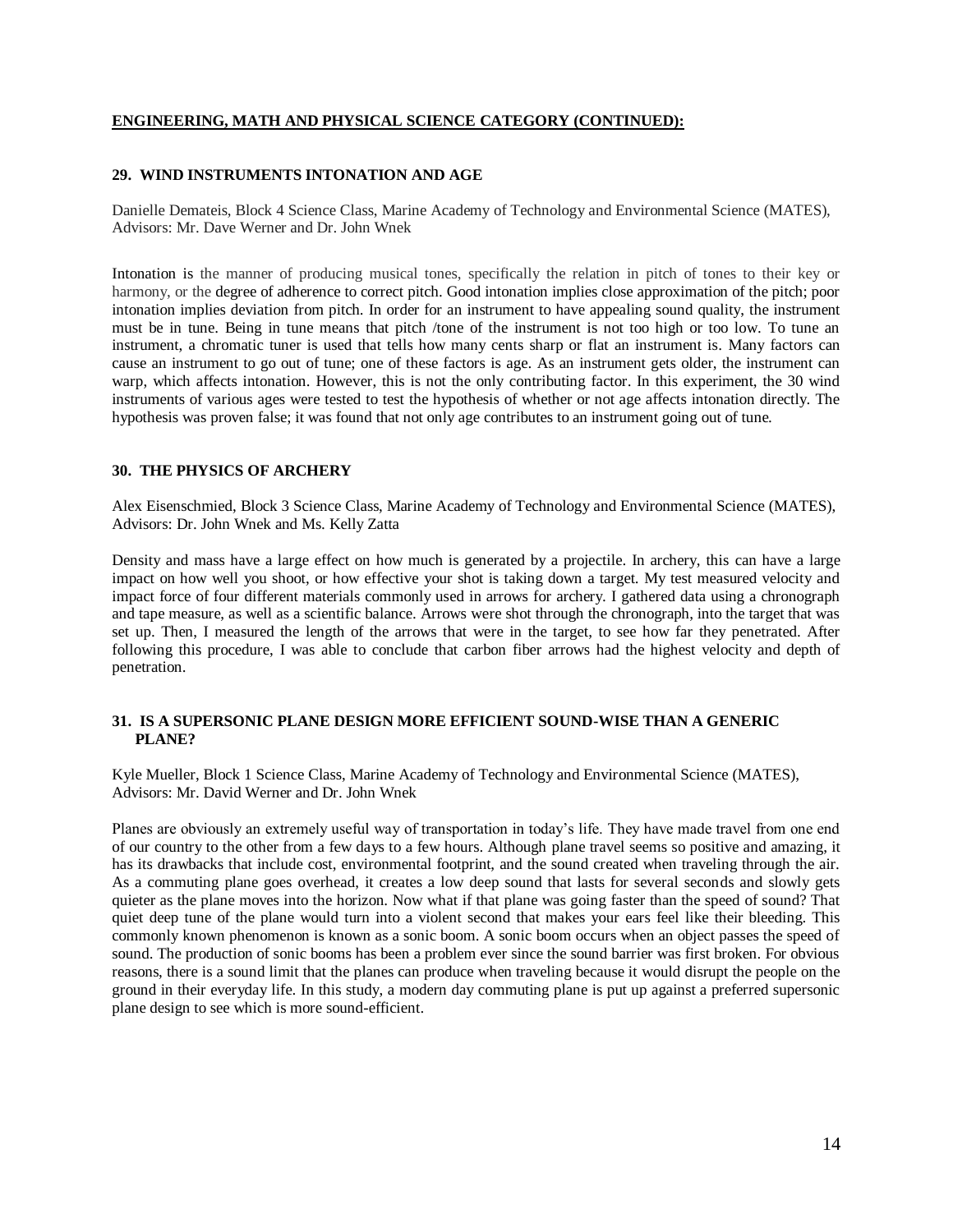**ENGINEERING, MATH AND PHYSICAL SCIENCE CATEGORY (CONTINUED):**

### 29. WIND INSTRUMENTS INTONATION AND AGE

Danielle Demateis, Block 4 Science Class, Marine Academy of Technology and Environmental Science (MATES), Advisors: Mr. Dave Werner and Dr. John Wnek

Intonation is the manner of producing musical tones, specifically the relation in pitch of tones to their key or harmony, or the degree of adherence to correct pitch. Good intonation implies close approximation of the pitch; poor intonation implies deviation from pitch. In order for an instrument to have appealing sound quality, the instrument must be in tune. Being in tune means that pitch /tone of the instrument is not too high or too low. To tune an instrument, a chromatic tuner is used that tells how many cents sharp or flat an instrument is. Many factors can cause an instrument to go out of tune; one of these factors is age. As an instrument gets older, the instrument can warp, which affects intonation. However, this is not the only contributing factor. In this experiment, the 30 wind instruments of various ages were tested to test the hypothesis of whether or not age affects intonation directly. The hypothesis was proven false; it was found that not only age contributes to an instrument going out of tune.

### 30. THE PHYSICS OF ARCHERY

Alex Eisenschmied, Block 3 Science Class, Marine Academy of Technology and Environmental Science (MATES), Advisors: Dr. John Wnek and Ms. Kelly Zatta

Density and mass have a large effect on how much is generated by a projectile. In archery, this can have a large impact on how well you shoot, or how effective your shot is taking down a target. My test measured velocity and impact force of four different materials commonly used in arrows for archery. I gathered data using a chronograph and tape measure, as well as a scientific balance. Arrows were shot through the chronograph, into the target that was set up. Then, I measured the length of the arrows that were in the target, to see how far they penetrated. After following this procedure, I was able to conclude that carbon fiber arrows had the highest velocity and depth of penetration.

### 31. IS A SUPERSONIC PLANE DESIGN MORE EFFICIENT SOUND-WISE THAN A GENERIC PLANE?

Kyle Mueller, Block 1 Science Class, Marine Academy of Technology and Environmental Science (MATES), Advisors: Mr. David Werner and Dr. John Wnek

Planes are obviously an extremely useful way of transportation in today's life. They have made travel from one end of our country to the other from a few days to a few hours. Although plane travel seems so positive and amazing, it has its drawbacks that include cost, environmental footprint, and the sound created when traveling through the air. As a commuting plane goes overhead, it creates a low deep sound that lasts for several seconds and slowly gets quieter as the plane moves into the horizon. Now what if that plane was going faster than the speed of sound? That quiet deep tune of the plane would turn into a violent second that makes your ears feel like their bleeding. This commonly known phenomenon is known as a sonic boom. A sonic boom occurs when an object passes the speed of sound. The production of sonic booms has been a problem ever since the sound barrier was first broken. For obvious reasons, there is a sound limit that the planes can produce when traveling because it would disrupt the people on the ground in their everyday life. In this study, a modern day commuting plane is put up against a preferred supersonic plane design to see which is more sound-efficient.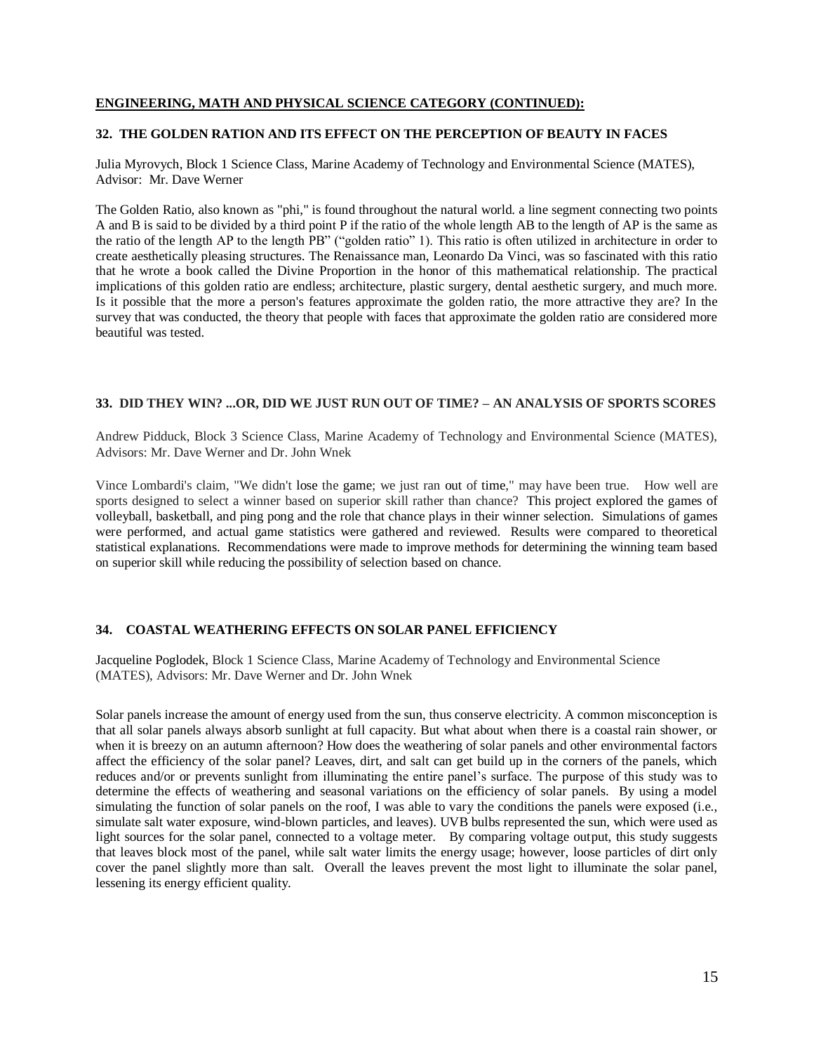**ENGINEERING, MATH AND PHYSICAL SCIENCE CATEGORY (CONTINUED):**

### 32. THE GOLDEN RATION AND ITS EFFECT ON THE PERCEPTION OF BEAUTY IN FACES

Julia Myrovych, Block 1 Science Class, Marine Academy of Technology and Environmental Science (MATES), Advisor: Mr. Dave Werner

The Golden Ratio, also known as "phi," is found throughout the natural world. a line segment connecting two points A and B is said to be divided by a third point P if the ratio of the whole length AB to the length of AP is the same as the ratio of the length AP to the length PB" ("golden ratio" 1). This ratio is often utilized in architecture in order to create aesthetically pleasing structures. The Renaissance man, Leonardo Da Vinci, was so fascinated with this ratio that he wrote a book called the Divine Proportion in the honor of this mathematical relationship. The practical implications of this golden ratio are endless; architecture, plastic surgery, dental aesthetic surgery, and much more. Is it possible that the more a person's features approximate the golden ratio, the more attractive they are? In the survey that was conducted, the theory that people with faces that approximate the golden ratio are considered more beautiful was tested.

### 33. DID THEY WIN? ...OR, DID WE JUST RUN OUT OF TIME? – AN ANALYSIS OF SPORTS SCORES

Andrew Pidduck, Block 3 Science Class, Marine Academy of Technology and Environmental Science (MATES), Advisors: Mr. Dave Werner and Dr. John Wnek

Vince Lombardi's claim, "We didn't lose the game; we just ran out of time," may have been true. How well are sports designed to select a winner based on superior skill rather than chance? This project explored the games of volleyball, basketball, and ping pong and the role that chance plays in their winner selection. Simulations of games were performed, and actual game statistics were gathered and reviewed. Results were compared to theoretical statistical explanations. Recommendations were made to improve methods for determining the winning team based on superior skill while reducing the possibility of selection based on chance.

### 34. COASTAL WEATHERING EFFECTS ON SOLAR PANEL EFFICIENCY

Jacqueline Poglodek, Block 1 Science Class, Marine Academy of Technology and Environmental Science (MATES), Advisors: Mr. Dave Werner and Dr. John Wnek

Solar panels increase the amount of energy used from the sun, thus conserve electricity. A common misconception is that all solar panels always absorb sunlight at full capacity. But what about when there is a coastal rain shower, or when it is breezy on an autumn afternoon? How does the weathering of solar panels and other environmental factors affect the efficiency of the solar panel? Leaves, dirt, and salt can get build up in the corners of the panels, which reduces and/or or prevents sunlight from illuminating the entire panel's surface. The purpose of this study was to determine the effects of weathering and seasonal variations on the efficiency of solar panels. By using a model simulating the function of solar panels on the roof, I was able to vary the conditions the panels were exposed (i.e., simulate salt water exposure, wind-blown particles, and leaves). UVB bulbs represented the sun, which were used as light sources for the solar panel, connected to a voltage meter. By comparing voltage output, this study suggests that leaves block most of the panel, while salt water limits the energy usage; however, loose particles of dirt only cover the panel slightly more than salt. Overall the leaves prevent the most light to illuminate the solar panel, lessening its energy efficient quality.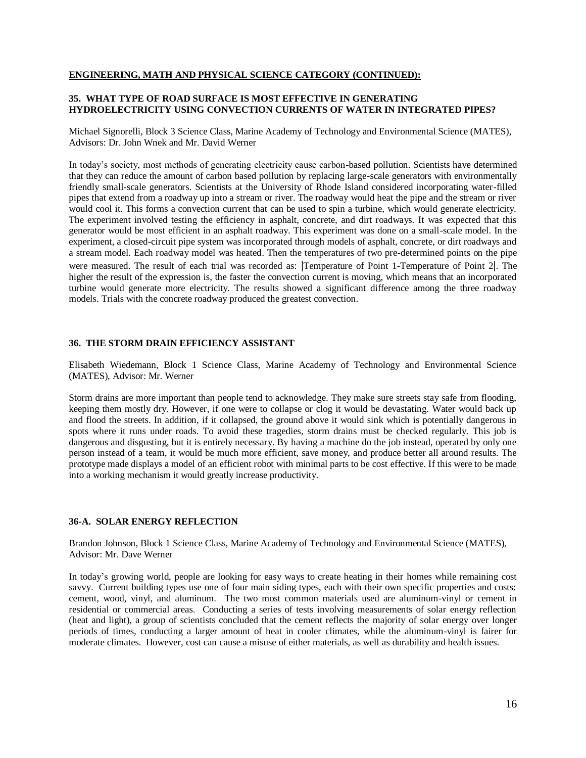**ENGINEERING, MATH AND PHYSICAL SCIENCE CATEGORY (CONTINUED):**

### 35. WHAT TYPE OF ROAD SURFACE IS MOST EFFECTIVE IN GENERATING HYDROELECTRICITY USING CONVECTION CURRENTS OF WATER IN INTEGRATED PIPES?

Michael Signorelli, Block 3 Science Class, Marine Academy of Technology and Environmental Science (MATES), Advisors: Dr. John Wnek and Mr. David Werner

In today's society, most methods of generating electricity cause carbon-based pollution. Scientists have determined that they can reduce the amount of carbon based pollution by replacing large-scale generators with environmentally friendly small-scale generators. Scientists at the University of Rhode Island considered incorporating water-filled pipes that extend from a roadway up into a stream or river. The roadway would heat the pipe and the stream or river would cool it. This forms a convection current that can be used to spin a turbine, which would generate electricity. The experiment involved testing the efficiency in asphalt, concrete, and dirt roadways. It was expected that this generator would be most efficient in an asphalt roadway. This experiment was done on a small-scale model. In the experiment, a closed-circuit pipe system was incorporated through models of asphalt, concrete, or dirt roadways and a stream model. Each roadway model was heated. Then the temperatures of two pre-determined points on the pipe were measured. The result of each trial was recorded as: |Temperature of Point 1-Temperature of Point 2|. The higher the result of the expression is, the faster the convection current is moving, which means that an incorporated turbine would generate more electricity. The results showed a significant difference among the three roadway models. Trials with the concrete roadway produced the greatest convection.

### 36. THE STORM DRAIN EFFICIENCY ASSISTANT

Elisabeth Wiedemann, Block 1 Science Class, Marine Academy of Technology and Environmental Science (MATES), Advisor: Mr. Werner

Storm drains are more important than people tend to acknowledge. They make sure streets stay safe from flooding, keeping them mostly dry. However, if one were to collapse or clog it would be devastating. Water would back up and flood the streets. In addition, if it collapsed, the ground above it would sink which is potentially dangerous in spots where it runs under roads. To avoid these tragedies, storm drains must be checked regularly. This job is dangerous and disgusting, but it is entirely necessary. By having a machine do the job instead, operated by only one person instead of a team, it would be much more efficient, save money, and produce better all around results. The prototype made displays a model of an efficient robot with minimal parts to be cost effective. If this were to be made into a working mechanism it would greatly increase productivity.

### 36-A. SOLAR ENERGY REFLECTION

Brandon Johnson, Block 1 Science Class, Marine Academy of Technology and Environmental Science (MATES), Advisor: Mr. Dave Werner

In today's growing world, people are looking for easy ways to create heating in their homes while remaining cost savvy. Current building types use one of four main siding types, each with their own specific properties and costs: cement, wood, vinyl, and aluminum. The two most common materials used are aluminum-vinyl or cement in residential or commercial areas. Conducting a series of tests involving measurements of solar energy reflection (heat and light), a group of scientists concluded that the cement reflects the majority of solar energy over longer periods of times, conducting a larger amount of heat in cooler climates, while the aluminum-vinyl is fairer for moderate climates. However, cost can cause a misuse of either materials, as well as durability and health issues.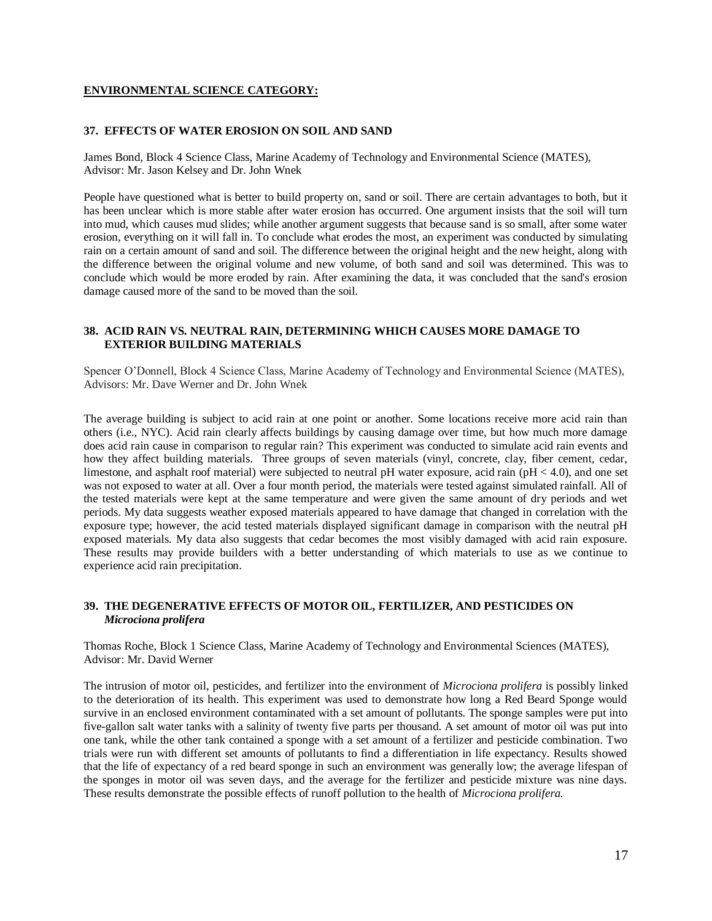## ENVIRONMENTAL SCIENCE CATEGORY:

### 37. EFFECTS OF WATER EROSION ON SOIL AND SAND

James Bond, Block 4 Science Class, Marine Academy of Technology and Environmental Science (MATES), Advisor: Mr. Jason Kelsey and Dr. John Wnek

People have questioned what is better to build property on, sand or soil. There are certain advantages to both, but it has been unclear which is more stable after water erosion has occurred. One argument insists that the soil will turn into mud, which causes mud slides; while another argument suggests that because sand is so small, after some water erosion, everything on it will fall in. To conclude what erodes the most, an experiment was conducted by simulating rain on a certain amount of sand and soil. The difference between the original height and the new height, along with the difference between the original volume and new volume, of both sand and soil was determined. This was to conclude which would be more eroded by rain. After examining the data, it was concluded that the sand's erosion damage caused more of the sand to be moved than the soil.

### 38. ACID RAIN VS. NEUTRAL RAIN, DETERMINING WHICH CAUSES MORE DAMAGE TO EXTERIOR BUILDING MATERIALS

Spencer O'Donnell, Block 4 Science Class, Marine Academy of Technology and Environmental Science (MATES), Advisors: Mr. Dave Werner and Dr. John Wnek

The average building is subject to acid rain at one point or another. Some locations receive more acid rain than others (i.e., NYC). Acid rain clearly affects buildings by causing damage over time, but how much more damage does acid rain cause in comparison to regular rain? This experiment was conducted to simulate acid rain events and how they affect building materials. Three groups of seven materials (vinyl, concrete, clay, fiber cement, cedar, limestone, and asphalt roof material) were subjected to neutral pH water exposure, acid rain ($pH < 4.0$), and one set was not exposed to water at all. Over a four month period, the materials were tested against simulated rainfall. All of the tested materials were kept at the same temperature and were given the same amount of dry periods and wet periods. My data suggests weather exposed materials appeared to have damage that changed in correlation with the exposure type; however, the acid tested materials displayed significant damage in comparison with the neutral pH exposed materials. My data also suggests that cedar becomes the most visibly damaged with acid rain exposure. These results may provide builders with a better understanding of which materials to use as we continue to experience acid rain precipitation.

### 39. THE DEGENERATIVE EFFECTS OF MOTOR OIL, FERTILIZER, AND PESTICIDES ON *Microciona prolifera*

Thomas Roche, Block 1 Science Class, Marine Academy of Technology and Environmental Sciences (MATES), Advisor: Mr. David Werner

The intrusion of motor oil, pesticides, and fertilizer into the environment of *Microciona prolifera* is possibly linked to the deterioration of its health. This experiment was used to demonstrate how long a Red Beard Sponge would survive in an enclosed environment contaminated with a set amount of pollutants. The sponge samples were put into five-gallon salt water tanks with a salinity of twenty five parts per thousand. A set amount of motor oil was put into one tank, while the other tank contained a sponge with a set amount of a fertilizer and pesticide combination. Two trials were run with different set amounts of pollutants to find a differentiation in life expectancy. Results showed that the life of expectancy of a red beard sponge in such an environment was generally low; the average lifespan of the sponges in motor oil was seven days, and the average for the fertilizer and pesticide mixture was nine days. These results demonstrate the possible effects of runoff pollution to the health of *Microciona prolifera.*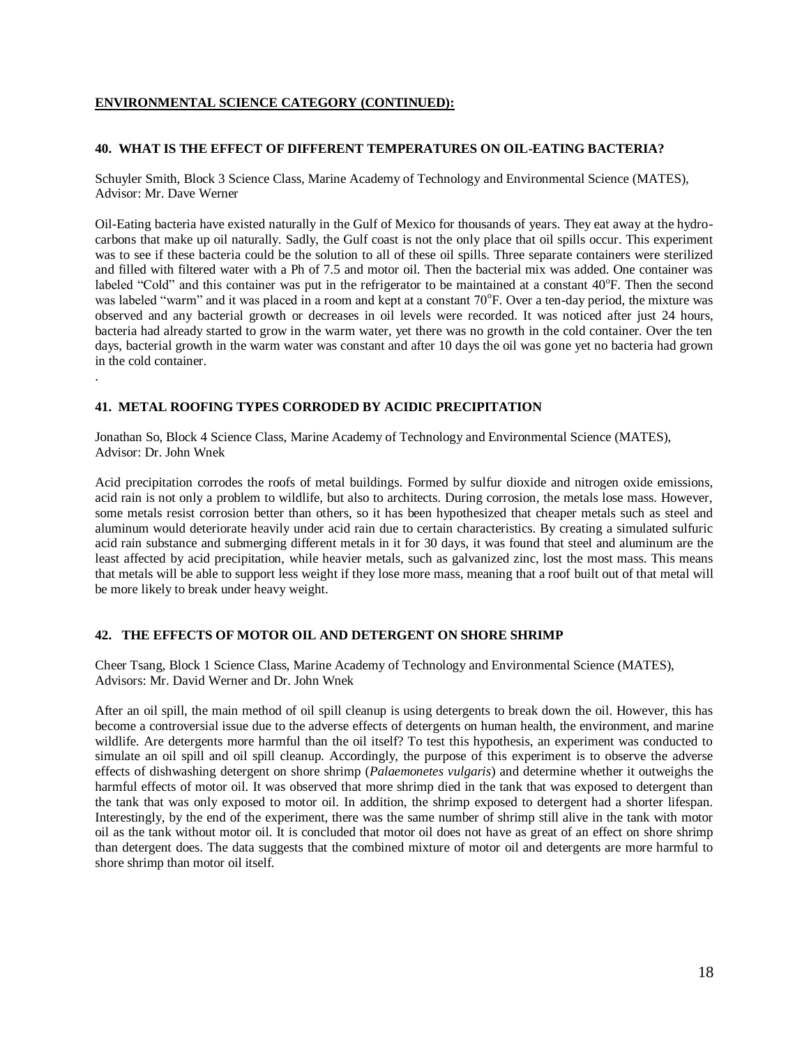**ENVIRONMENTAL SCIENCE CATEGORY (CONTINUED):**

### 40. WHAT IS THE EFFECT OF DIFFERENT TEMPERATURES ON OIL-EATING BACTERIA?

Schuyler Smith, Block 3 Science Class, Marine Academy of Technology and Environmental Science (MATES), Advisor: Mr. Dave Werner

Oil-Eating bacteria have existed naturally in the Gulf of Mexico for thousands of years. They eat away at the hydrocarbons that make up oil naturally. Sadly, the Gulf coast is not the only place that oil spills occur. This experiment was to see if these bacteria could be the solution to all of these oil spills. Three separate containers were sterilized and filled with filtered water with a Ph of 7.5 and motor oil. Then the bacterial mix was added. One container was labeled "Cold" and this container was put in the refrigerator to be maintained at a constant 40°F. Then the second was labeled "warm" and it was placed in a room and kept at a constant 70°F. Over a ten-day period, the mixture was observed and any bacterial growth or decreases in oil levels were recorded. It was noticed after just 24 hours, bacteria had already started to grow in the warm water, yet there was no growth in the cold container. Over the ten days, bacterial growth in the warm water was constant and after 10 days the oil was gone yet no bacteria had grown in the cold container.

.

### 41. METAL ROOFING TYPES CORRODED BY ACIDIC PRECIPITATION

Jonathan So, Block 4 Science Class, Marine Academy of Technology and Environmental Science (MATES), Advisor: Dr. John Wnek

Acid precipitation corrodes the roofs of metal buildings. Formed by sulfur dioxide and nitrogen oxide emissions, acid rain is not only a problem to wildlife, but also to architects. During corrosion, the metals lose mass. However, some metals resist corrosion better than others, so it has been hypothesized that cheaper metals such as steel and aluminum would deteriorate heavily under acid rain due to certain characteristics. By creating a simulated sulfuric acid rain substance and submerging different metals in it for 30 days, it was found that steel and aluminum are the least affected by acid precipitation, while heavier metals, such as galvanized zinc, lost the most mass. This means that metals will be able to support less weight if they lose more mass, meaning that a roof built out of that metal will be more likely to break under heavy weight.

### 42. THE EFFECTS OF MOTOR OIL AND DETERGENT ON SHORE SHRIMP

Cheer Tsang, Block 1 Science Class, Marine Academy of Technology and Environmental Science (MATES), Advisors: Mr. David Werner and Dr. John Wnek

After an oil spill, the main method of oil spill cleanup is using detergents to break down the oil. However, this has become a controversial issue due to the adverse effects of detergents on human health, the environment, and marine wildlife. Are detergents more harmful than the oil itself? To test this hypothesis, an experiment was conducted to simulate an oil spill and oil spill cleanup. Accordingly, the purpose of this experiment is to observe the adverse effects of dishwashing detergent on shore shrimp (*Palaemonetes vulgaris*) and determine whether it outweighs the harmful effects of motor oil. It was observed that more shrimp died in the tank that was exposed to detergent than the tank that was only exposed to motor oil. In addition, the shrimp exposed to detergent had a shorter lifespan. Interestingly, by the end of the experiment, there was the same number of shrimp still alive in the tank with motor oil as the tank without motor oil. It is concluded that motor oil does not have as great of an effect on shore shrimp than detergent does. The data suggests that the combined mixture of motor oil and detergents are more harmful to shore shrimp than motor oil itself.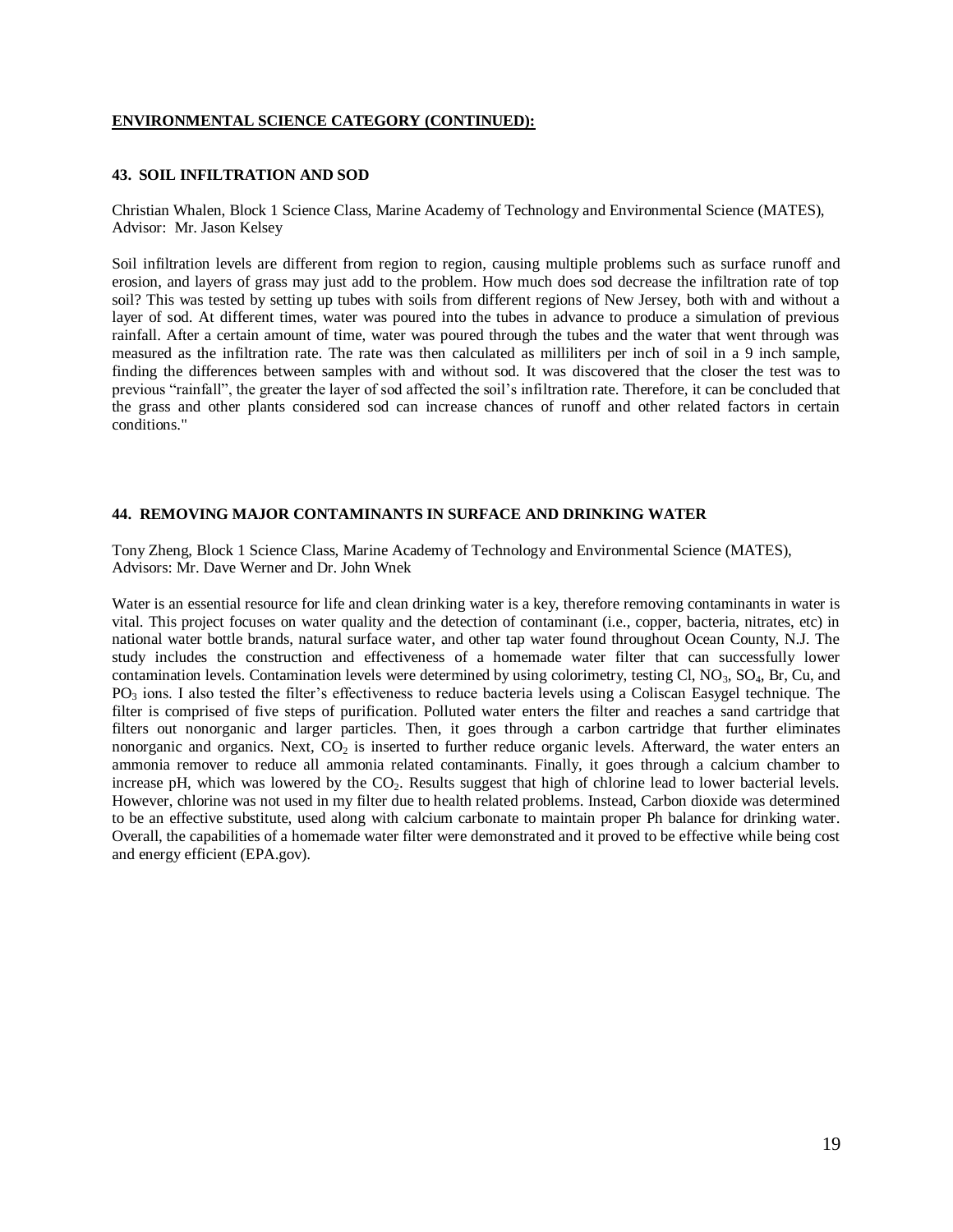**ENVIRONMENTAL SCIENCE CATEGORY (CONTINUED):**

### 43. SOIL INFILTRATION AND SOD

Christian Whalen, Block 1 Science Class, Marine Academy of Technology and Environmental Science (MATES), Advisor: Mr. Jason Kelsey

Soil infiltration levels are different from region to region, causing multiple problems such as surface runoff and erosion, and layers of grass may just add to the problem. How much does sod decrease the infiltration rate of top soil? This was tested by setting up tubes with soils from different regions of New Jersey, both with and without a layer of sod. At different times, water was poured into the tubes in advance to produce a simulation of previous rainfall. After a certain amount of time, water was poured through the tubes and the water that went through was measured as the infiltration rate. The rate was then calculated as milliliters per inch of soil in a 9 inch sample, finding the differences between samples with and without sod. It was discovered that the closer the test was to previous "rainfall", the greater the layer of sod affected the soil's infiltration rate. Therefore, it can be concluded that the grass and other plants considered sod can increase chances of runoff and other related factors in certain conditions."

### 44. REMOVING MAJOR CONTAMINANTS IN SURFACE AND DRINKING WATER

Tony Zheng, Block 1 Science Class, Marine Academy of Technology and Environmental Science (MATES), Advisors: Mr. Dave Werner and Dr. John Wnek

Water is an essential resource for life and clean drinking water is a key, therefore removing contaminants in water is vital. This project focuses on water quality and the detection of contaminant (i.e., copper, bacteria, nitrates, etc) in national water bottle brands, natural surface water, and other tap water found throughout Ocean County, N.J. The study includes the construction and effectiveness of a homemade water filter that can successfully lower contamination levels. Contamination levels were determined by using colorimetry, testing Cl, $NO_3$, $SO_4$, Br, Cu, and $PO_3$ ions. I also tested the filter's effectiveness to reduce bacteria levels using a Coliscan Easygel technique. The filter is comprised of five steps of purification. Polluted water enters the filter and reaches a sand cartridge that filters out nonorganic and larger particles. Then, it goes through a carbon cartridge that further eliminates nonorganic and organics. Next, $CO_2$ is inserted to further reduce organic levels. Afterward, the water enters an ammonia remover to reduce all ammonia related contaminants. Finally, it goes through a calcium chamber to increase pH, which was lowered by the $CO_2$. Results suggest that high of chlorine lead to lower bacterial levels. However, chlorine was not used in my filter due to health related problems. Instead, Carbon dioxide was determined to be an effective substitute, used along with calcium carbonate to maintain proper Ph balance for drinking water. Overall, the capabilities of a homemade water filter were demonstrated and it proved to be effective while being cost and energy efficient (EPA.gov).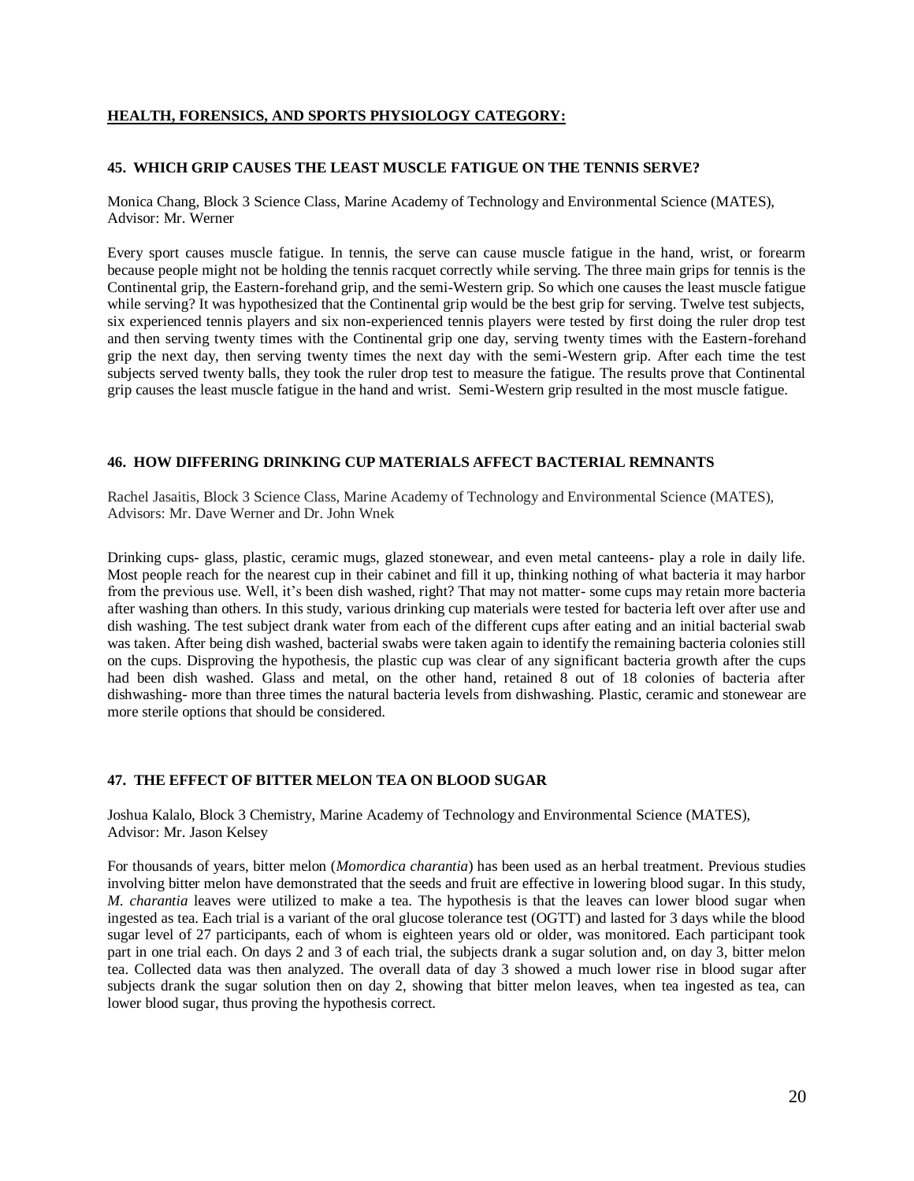## HEALTH, FORENSICS, AND SPORTS PHYSIOLOGY CATEGORY:

### 45. WHICH GRIP CAUSES THE LEAST MUSCLE FATIGUE ON THE TENNIS SERVE?

Monica Chang, Block 3 Science Class, Marine Academy of Technology and Environmental Science (MATES), Advisor: Mr. Werner

Every sport causes muscle fatigue. In tennis, the serve can cause muscle fatigue in the hand, wrist, or forearm because people might not be holding the tennis racquet correctly while serving. The three main grips for tennis is the Continental grip, the Eastern-forehand grip, and the semi-Western grip. So which one causes the least muscle fatigue while serving? It was hypothesized that the Continental grip would be the best grip for serving. Twelve test subjects, six experienced tennis players and six non-experienced tennis players were tested by first doing the ruler drop test and then serving twenty times with the Continental grip one day, serving twenty times with the Eastern-forehand grip the next day, then serving twenty times the next day with the semi-Western grip. After each time the test subjects served twenty balls, they took the ruler drop test to measure the fatigue. The results prove that Continental grip causes the least muscle fatigue in the hand and wrist. Semi-Western grip resulted in the most muscle fatigue.

### 46. HOW DIFFERING DRINKING CUP MATERIALS AFFECT BACTERIAL REMNANTS

Rachel Jasaitis, Block 3 Science Class, Marine Academy of Technology and Environmental Science (MATES), Advisors: Mr. Dave Werner and Dr. John Wnek

Drinking cups- glass, plastic, ceramic mugs, glazed stonewear, and even metal canteens- play a role in daily life. Most people reach for the nearest cup in their cabinet and fill it up, thinking nothing of what bacteria it may harbor from the previous use. Well, it's been dish washed, right? That may not matter- some cups may retain more bacteria after washing than others. In this study, various drinking cup materials were tested for bacteria left over after use and dish washing. The test subject drank water from each of the different cups after eating and an initial bacterial swab was taken. After being dish washed, bacterial swabs were taken again to identify the remaining bacteria colonies still on the cups. Disproving the hypothesis, the plastic cup was clear of any significant bacteria growth after the cups had been dish washed. Glass and metal, on the other hand, retained 8 out of 18 colonies of bacteria after dishwashing- more than three times the natural bacteria levels from dishwashing. Plastic, ceramic and stonewear are more sterile options that should be considered.

### 47. THE EFFECT OF BITTER MELON TEA ON BLOOD SUGAR

Joshua Kalalo, Block 3 Chemistry, Marine Academy of Technology and Environmental Science (MATES), Advisor: Mr. Jason Kelsey

For thousands of years, bitter melon (*Momordica charantia*) has been used as an herbal treatment. Previous studies involving bitter melon have demonstrated that the seeds and fruit are effective in lowering blood sugar. In this study, *M. charantia* leaves were utilized to make a tea. The hypothesis is that the leaves can lower blood sugar when ingested as tea. Each trial is a variant of the oral glucose tolerance test (OGTT) and lasted for 3 days while the blood sugar level of 27 participants, each of whom is eighteen years old or older, was monitored. Each participant took part in one trial each. On days 2 and 3 of each trial, the subjects drank a sugar solution and, on day 3, bitter melon tea. Collected data was then analyzed. The overall data of day 3 showed a much lower rise in blood sugar after subjects drank the sugar solution then on day 2, showing that bitter melon leaves, when tea ingested as tea, can lower blood sugar, thus proving the hypothesis correct.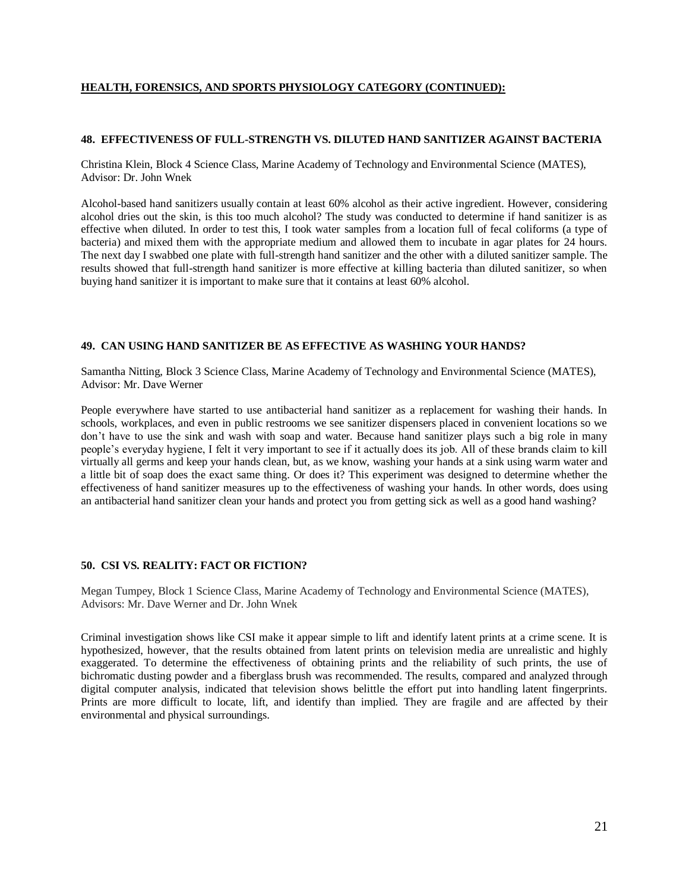## HEALTH, FORENSICS, AND SPORTS PHYSIOLOGY CATEGORY (CONTINUED):

### 48. EFFECTIVENESS OF FULL-STRENGTH VS. DILUTED HAND SANITIZER AGAINST BACTERIA

Christina Klein, Block 4 Science Class, Marine Academy of Technology and Environmental Science (MATES), Advisor: Dr. John Wnek

Alcohol-based hand sanitizers usually contain at least 60% alcohol as their active ingredient. However, considering alcohol dries out the skin, is this too much alcohol? The study was conducted to determine if hand sanitizer is as effective when diluted. In order to test this, I took water samples from a location full of fecal coliforms (a type of bacteria) and mixed them with the appropriate medium and allowed them to incubate in agar plates for 24 hours. The next day I swabbed one plate with full-strength hand sanitizer and the other with a diluted sanitizer sample. The results showed that full-strength hand sanitizer is more effective at killing bacteria than diluted sanitizer, so when buying hand sanitizer it is important to make sure that it contains at least 60% alcohol.

### 49. CAN USING HAND SANITIZER BE AS EFFECTIVE AS WASHING YOUR HANDS?

Samantha Nitting, Block 3 Science Class, Marine Academy of Technology and Environmental Science (MATES), Advisor: Mr. Dave Werner

People everywhere have started to use antibacterial hand sanitizer as a replacement for washing their hands. In schools, workplaces, and even in public restrooms we see sanitizer dispensers placed in convenient locations so we don't have to use the sink and wash with soap and water. Because hand sanitizer plays such a big role in many people's everyday hygiene, I felt it very important to see if it actually does its job. All of these brands claim to kill virtually all germs and keep your hands clean, but, as we know, washing your hands at a sink using warm water and a little bit of soap does the exact same thing. Or does it? This experiment was designed to determine whether the effectiveness of hand sanitizer measures up to the effectiveness of washing your hands. In other words, does using an antibacterial hand sanitizer clean your hands and protect you from getting sick as well as a good hand washing?

### 50. CSI VS. REALITY: FACT OR FICTION?

Megan Tumpey, Block 1 Science Class, Marine Academy of Technology and Environmental Science (MATES), Advisors: Mr. Dave Werner and Dr. John Wnek

Criminal investigation shows like CSI make it appear simple to lift and identify latent prints at a crime scene. It is hypothesized, however, that the results obtained from latent prints on television media are unrealistic and highly exaggerated. To determine the effectiveness of obtaining prints and the reliability of such prints, the use of bichromatic dusting powder and a fiberglass brush was recommended. The results, compared and analyzed through digital computer analysis, indicated that television shows belittle the effort put into handling latent fingerprints. Prints are more difficult to locate, lift, and identify than implied. They are fragile and are affected by their environmental and physical surroundings.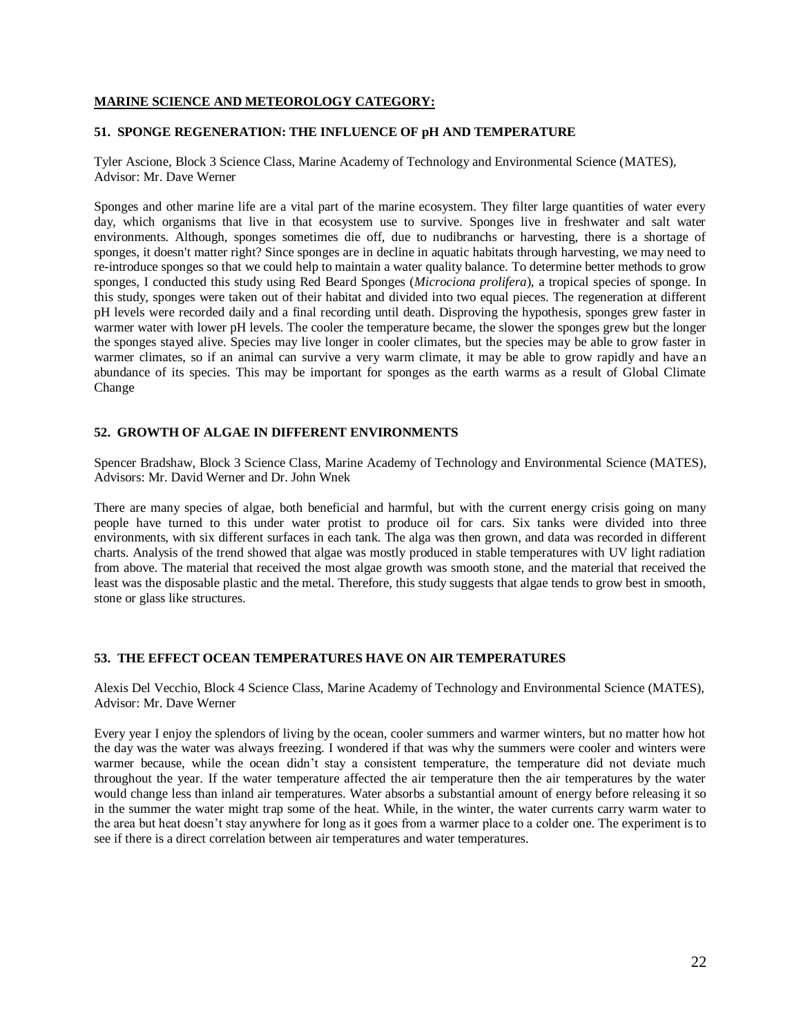## MARINE SCIENCE AND METEOROLOGY CATEGORY:

### 51. SPONGE REGENERATION: THE INFLUENCE OF pH AND TEMPERATURE

Tyler Ascione, Block 3 Science Class, Marine Academy of Technology and Environmental Science (MATES), Advisor: Mr. Dave Werner

Sponges and other marine life are a vital part of the marine ecosystem. They filter large quantities of water every day, which organisms that live in that ecosystem use to survive. Sponges live in freshwater and salt water environments. Although, sponges sometimes die off, due to nudibranchs or harvesting, there is a shortage of sponges, it doesn't matter right? Since sponges are in decline in aquatic habitats through harvesting, we may need to re-introduce sponges so that we could help to maintain a water quality balance. To determine better methods to grow sponges, I conducted this study using Red Beard Sponges (*Microciona prolifera*), a tropical species of sponge. In this study, sponges were taken out of their habitat and divided into two equal pieces. The regeneration at different pH levels were recorded daily and a final recording until death. Disproving the hypothesis, sponges grew faster in warmer water with lower pH levels. The cooler the temperature became, the slower the sponges grew but the longer the sponges stayed alive. Species may live longer in cooler climates, but the species may be able to grow faster in warmer climates, so if an animal can survive a very warm climate, it may be able to grow rapidly and have an abundance of its species. This may be important for sponges as the earth warms as a result of Global Climate Change

### 52. GROWTH OF ALGAE IN DIFFERENT ENVIRONMENTS

Spencer Bradshaw, Block 3 Science Class, Marine Academy of Technology and Environmental Science (MATES), Advisors: Mr. David Werner and Dr. John Wnek

There are many species of algae, both beneficial and harmful, but with the current energy crisis going on many people have turned to this under water protist to produce oil for cars. Six tanks were divided into three environments, with six different surfaces in each tank. The alga was then grown, and data was recorded in different charts. Analysis of the trend showed that algae was mostly produced in stable temperatures with UV light radiation from above. The material that received the most algae growth was smooth stone, and the material that received the least was the disposable plastic and the metal. Therefore, this study suggests that algae tends to grow best in smooth, stone or glass like structures.

### 53. THE EFFECT OCEAN TEMPERATURES HAVE ON AIR TEMPERATURES

Alexis Del Vecchio, Block 4 Science Class, Marine Academy of Technology and Environmental Science (MATES), Advisor: Mr. Dave Werner

Every year I enjoy the splendors of living by the ocean, cooler summers and warmer winters, but no matter how hot the day was the water was always freezing. I wondered if that was why the summers were cooler and winters were warmer because, while the ocean didn't stay a consistent temperature, the temperature did not deviate much throughout the year. If the water temperature affected the air temperature then the air temperatures by the water would change less than inland air temperatures. Water absorbs a substantial amount of energy before releasing it so in the summer the water might trap some of the heat. While, in the winter, the water currents carry warm water to the area but heat doesn't stay anywhere for long as it goes from a warmer place to a colder one. The experiment is to see if there is a direct correlation between air temperatures and water temperatures.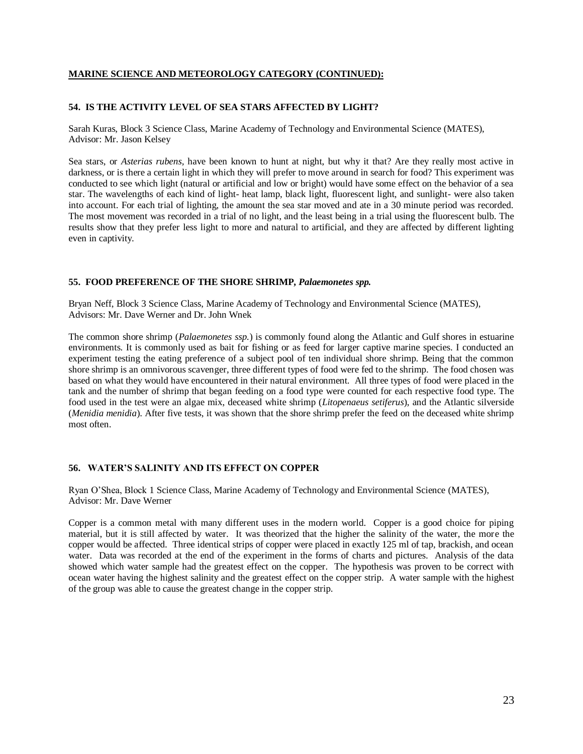**MARINE SCIENCE AND METEOROLOGY CATEGORY (CONTINUED):**

### 54. IS THE ACTIVITY LEVEL OF SEA STARS AFFECTED BY LIGHT?

Sarah Kuras, Block 3 Science Class, Marine Academy of Technology and Environmental Science (MATES), Advisor: Mr. Jason Kelsey

Sea stars, or *Asterias rubens,* have been known to hunt at night, but why it that? Are they really most active in darkness, or is there a certain light in which they will prefer to move around in search for food? This experiment was conducted to see which light (natural or artificial and low or bright) would have some effect on the behavior of a sea star. The wavelengths of each kind of light- heat lamp, black light, fluorescent light, and sunlight- were also taken into account. For each trial of lighting, the amount the sea star moved and ate in a 30 minute period was recorded. The most movement was recorded in a trial of no light, and the least being in a trial using the fluorescent bulb. The results show that they prefer less light to more and natural to artificial, and they are affected by different lighting even in captivity.

### 55. FOOD PREFERENCE OF THE SHORE SHRIMP, *Palaemonetes spp.*

Bryan Neff, Block 3 Science Class, Marine Academy of Technology and Environmental Science (MATES), Advisors: Mr. Dave Werner and Dr. John Wnek

The common shore shrimp (*Palaemonetes ssp.*) is commonly found along the Atlantic and Gulf shores in estuarine environments. It is commonly used as bait for fishing or as feed for larger captive marine species. I conducted an experiment testing the eating preference of a subject pool of ten individual shore shrimp. Being that the common shore shrimp is an omnivorous scavenger, three different types of food were fed to the shrimp. The food chosen was based on what they would have encountered in their natural environment. All three types of food were placed in the tank and the number of shrimp that began feeding on a food type were counted for each respective food type. The food used in the test were an algae mix, deceased white shrimp (*Litopenaeus setiferus*), and the Atlantic silverside (*Menidia menidia*). After five tests, it was shown that the shore shrimp prefer the feed on the deceased white shrimp most often.

### 56. WATER'S SALINITY AND ITS EFFECT ON COPPER

Ryan O'Shea, Block 1 Science Class, Marine Academy of Technology and Environmental Science (MATES), Advisor: Mr. Dave Werner

Copper is a common metal with many different uses in the modern world. Copper is a good choice for piping material, but it is still affected by water. It was theorized that the higher the salinity of the water, the more the copper would be affected. Three identical strips of copper were placed in exactly 125 ml of tap, brackish, and ocean water. Data was recorded at the end of the experiment in the forms of charts and pictures. Analysis of the data showed which water sample had the greatest effect on the copper. The hypothesis was proven to be correct with ocean water having the highest salinity and the greatest effect on the copper strip. A water sample with the highest of the group was able to cause the greatest change in the copper strip.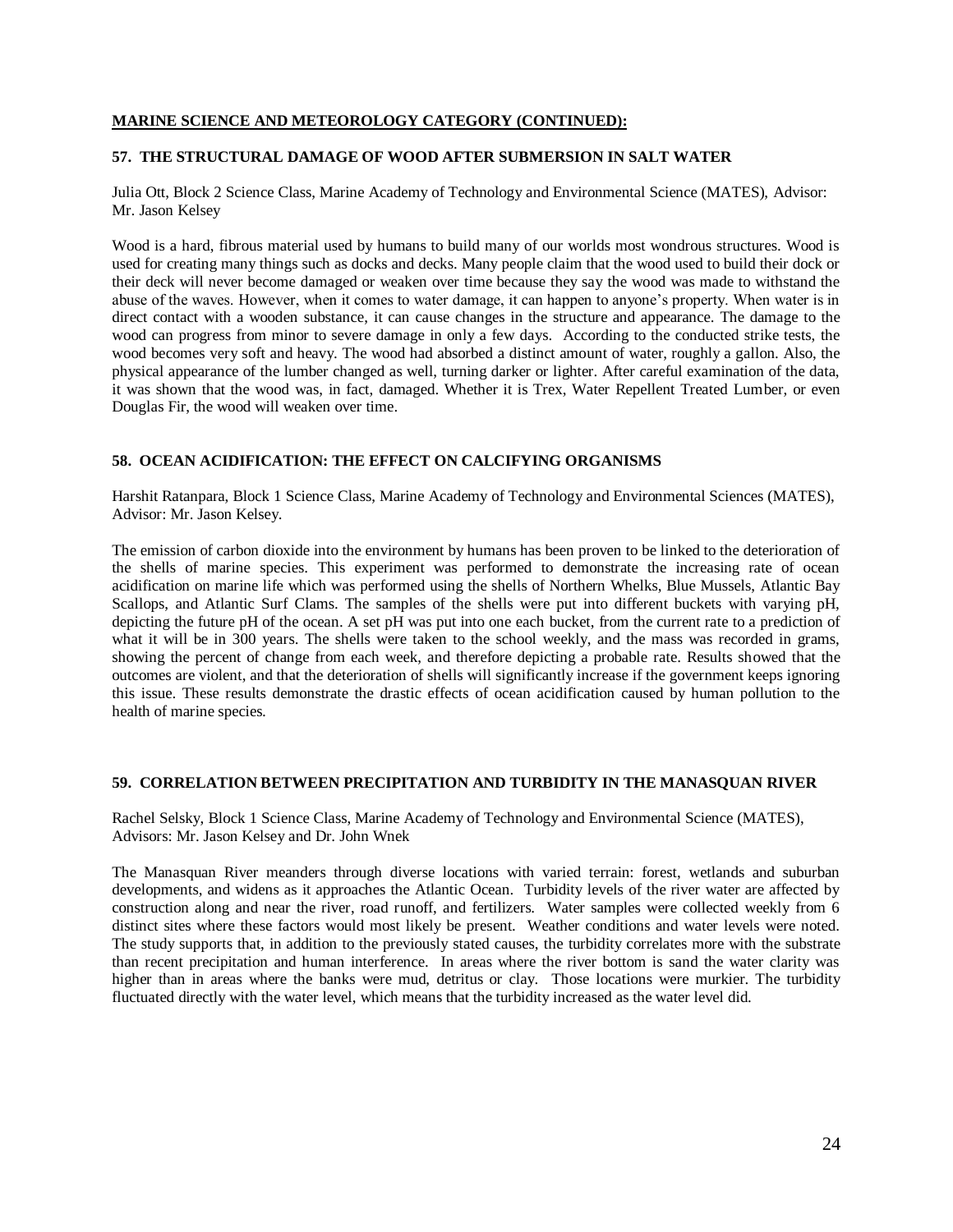**MARINE SCIENCE AND METEOROLOGY CATEGORY (CONTINUED):**

### 57. THE STRUCTURAL DAMAGE OF WOOD AFTER SUBMERSION IN SALT WATER

Julia Ott, Block 2 Science Class, Marine Academy of Technology and Environmental Science (MATES), Advisor: Mr. Jason Kelsey

Wood is a hard, fibrous material used by humans to build many of our worlds most wondrous structures. Wood is used for creating many things such as docks and decks. Many people claim that the wood used to build their dock or their deck will never become damaged or weaken over time because they say the wood was made to withstand the abuse of the waves. However, when it comes to water damage, it can happen to anyone's property. When water is in direct contact with a wooden substance, it can cause changes in the structure and appearance. The damage to the wood can progress from minor to severe damage in only a few days. According to the conducted strike tests, the wood becomes very soft and heavy. The wood had absorbed a distinct amount of water, roughly a gallon. Also, the physical appearance of the lumber changed as well, turning darker or lighter. After careful examination of the data, it was shown that the wood was, in fact, damaged. Whether it is Trex, Water Repellent Treated Lumber, or even Douglas Fir, the wood will weaken over time.

### 58. OCEAN ACIDIFICATION: THE EFFECT ON CALCIFYING ORGANISMS

Harshit Ratanpara, Block 1 Science Class, Marine Academy of Technology and Environmental Sciences (MATES), Advisor: Mr. Jason Kelsey.

The emission of carbon dioxide into the environment by humans has been proven to be linked to the deterioration of the shells of marine species. This experiment was performed to demonstrate the increasing rate of ocean acidification on marine life which was performed using the shells of Northern Whelks, Blue Mussels, Atlantic Bay Scallops, and Atlantic Surf Clams. The samples of the shells were put into different buckets with varying pH, depicting the future pH of the ocean. A set pH was put into one each bucket, from the current rate to a prediction of what it will be in 300 years. The shells were taken to the school weekly, and the mass was recorded in grams, showing the percent of change from each week, and therefore depicting a probable rate. Results showed that the outcomes are violent, and that the deterioration of shells will significantly increase if the government keeps ignoring this issue. These results demonstrate the drastic effects of ocean acidification caused by human pollution to the health of marine species.

### 59. CORRELATION BETWEEN PRECIPITATION AND TURBIDITY IN THE MANASQUAN RIVER

Rachel Selsky, Block 1 Science Class, Marine Academy of Technology and Environmental Science (MATES), Advisors: Mr. Jason Kelsey and Dr. John Wnek

The Manasquan River meanders through diverse locations with varied terrain: forest, wetlands and suburban developments, and widens as it approaches the Atlantic Ocean. Turbidity levels of the river water are affected by construction along and near the river, road runoff, and fertilizers. Water samples were collected weekly from 6 distinct sites where these factors would most likely be present. Weather conditions and water levels were noted. The study supports that, in addition to the previously stated causes, the turbidity correlates more with the substrate than recent precipitation and human interference. In areas where the river bottom is sand the water clarity was higher than in areas where the banks were mud, detritus or clay. Those locations were murkier. The turbidity fluctuated directly with the water level, which means that the turbidity increased as the water level did.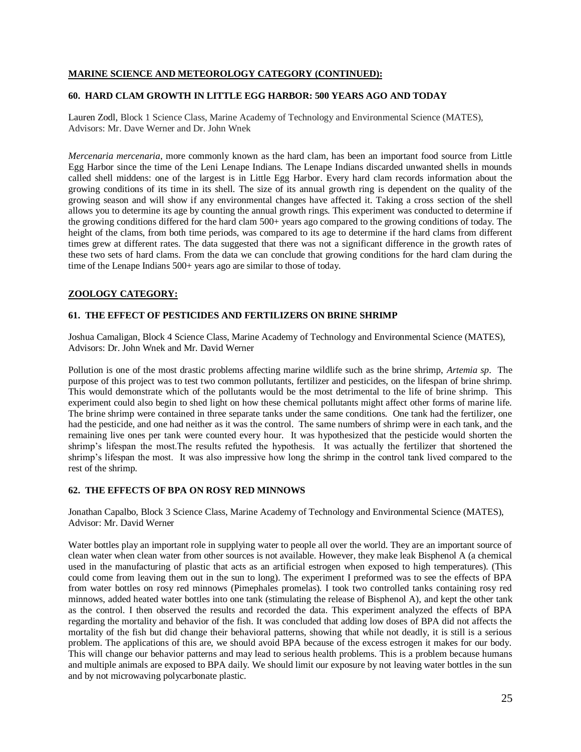## MARINE SCIENCE AND METEOROLOGY CATEGORY (CONTINUED):

### 60. HARD CLAM GROWTH IN LITTLE EGG HARBOR: 500 YEARS AGO AND TODAY

Lauren Zodl, Block 1 Science Class, Marine Academy of Technology and Environmental Science (MATES), Advisors: Mr. Dave Werner and Dr. John Wnek

*Mercenaria mercenaria*, more commonly known as the hard clam, has been an important food source from Little Egg Harbor since the time of the Leni Lenape Indians. The Lenape Indians discarded unwanted shells in mounds called shell middens: one of the largest is in Little Egg Harbor. Every hard clam records information about the growing conditions of its time in its shell. The size of its annual growth ring is dependent on the quality of the growing season and will show if any environmental changes have affected it. Taking a cross section of the shell allows you to determine its age by counting the annual growth rings. This experiment was conducted to determine if the growing conditions differed for the hard clam 500+ years ago compared to the growing conditions of today. The height of the clams, from both time periods, was compared to its age to determine if the hard clams from different times grew at different rates. The data suggested that there was not a significant difference in the growth rates of these two sets of hard clams. From the data we can conclude that growing conditions for the hard clam during the time of the Lenape Indians 500+ years ago are similar to those of today.

## ZOOLOGY CATEGORY:

### 61. THE EFFECT OF PESTICIDES AND FERTILIZERS ON BRINE SHRIMP

Joshua Camaligan, Block 4 Science Class, Marine Academy of Technology and Environmental Science (MATES), Advisors: Dr. John Wnek and Mr. David Werner

Pollution is one of the most drastic problems affecting marine wildlife such as the brine shrimp, *Artemia sp*. The purpose of this project was to test two common pollutants, fertilizer and pesticides, on the lifespan of brine shrimp. This would demonstrate which of the pollutants would be the most detrimental to the life of brine shrimp. This experiment could also begin to shed light on how these chemical pollutants might affect other forms of marine life. The brine shrimp were contained in three separate tanks under the same conditions. One tank had the fertilizer, one had the pesticide, and one had neither as it was the control. The same numbers of shrimp were in each tank, and the remaining live ones per tank were counted every hour. It was hypothesized that the pesticide would shorten the shrimp's lifespan the most.The results refuted the hypothesis. It was actually the fertilizer that shortened the shrimp's lifespan the most. It was also impressive how long the shrimp in the control tank lived compared to the rest of the shrimp.

### 62. THE EFFECTS OF BPA ON ROSY RED MINNOWS

Jonathan Capalbo, Block 3 Science Class, Marine Academy of Technology and Environmental Science (MATES), Advisor: Mr. David Werner

Water bottles play an important role in supplying water to people all over the world. They are an important source of clean water when clean water from other sources is not available. However, they make leak Bisphenol A (a chemical used in the manufacturing of plastic that acts as an artificial estrogen when exposed to high temperatures). (This could come from leaving them out in the sun to long). The experiment I preformed was to see the effects of BPA from water bottles on rosy red minnows (Pimephales promelas). I took two controlled tanks containing rosy red minnows, added heated water bottles into one tank (stimulating the release of Bisphenol A), and kept the other tank as the control. I then observed the results and recorded the data. This experiment analyzed the effects of BPA regarding the mortality and behavior of the fish. It was concluded that adding low doses of BPA did not affects the mortality of the fish but did change their behavioral patterns, showing that while not deadly, it is still is a serious problem. The applications of this are, we should avoid BPA because of the excess estrogen it makes for our body. This will change our behavior patterns and may lead to serious health problems. This is a problem because humans and multiple animals are exposed to BPA daily. We should limit our exposure by not leaving water bottles in the sun and by not microwaving polycarbonate plastic.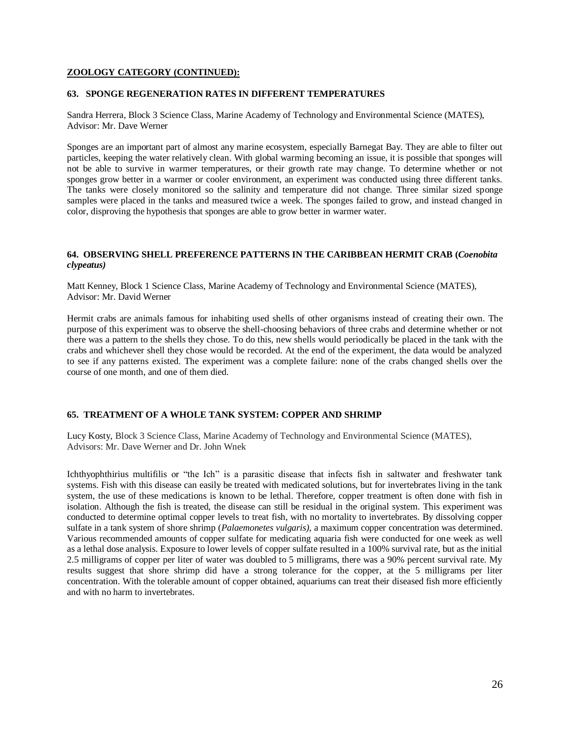**ZOOLOGY CATEGORY (CONTINUED):**

### 63. SPONGE REGENERATION RATES IN DIFFERENT TEMPERATURES

Sandra Herrera, Block 3 Science Class, Marine Academy of Technology and Environmental Science (MATES), Advisor: Mr. Dave Werner

Sponges are an important part of almost any marine ecosystem, especially Barnegat Bay. They are able to filter out particles, keeping the water relatively clean. With global warming becoming an issue, it is possible that sponges will not be able to survive in warmer temperatures, or their growth rate may change. To determine whether or not sponges grow better in a warmer or cooler environment, an experiment was conducted using three different tanks. The tanks were closely monitored so the salinity and temperature did not change. Three similar sized sponge samples were placed in the tanks and measured twice a week. The sponges failed to grow, and instead changed in color, disproving the hypothesis that sponges are able to grow better in warmer water.

### 64. OBSERVING SHELL PREFERENCE PATTERNS IN THE CARIBBEAN HERMIT CRAB (*Coenobita clypeatus)*

Matt Kenney, Block 1 Science Class, Marine Academy of Technology and Environmental Science (MATES), Advisor: Mr. David Werner

Hermit crabs are animals famous for inhabiting used shells of other organisms instead of creating their own. The purpose of this experiment was to observe the shell-choosing behaviors of three crabs and determine whether or not there was a pattern to the shells they chose. To do this, new shells would periodically be placed in the tank with the crabs and whichever shell they chose would be recorded. At the end of the experiment, the data would be analyzed to see if any patterns existed. The experiment was a complete failure: none of the crabs changed shells over the course of one month, and one of them died.

### 65. TREATMENT OF A WHOLE TANK SYSTEM: COPPER AND SHRIMP

Lucy Kosty, Block 3 Science Class, Marine Academy of Technology and Environmental Science (MATES), Advisors: Mr. Dave Werner and Dr. John Wnek

Ichthyophthirius multifilis or "the Ich" is a parasitic disease that infects fish in saltwater and freshwater tank systems. Fish with this disease can easily be treated with medicated solutions, but for invertebrates living in the tank system, the use of these medications is known to be lethal. Therefore, copper treatment is often done with fish in isolation. Although the fish is treated, the disease can still be residual in the original system. This experiment was conducted to determine optimal copper levels to treat fish, with no mortality to invertebrates. By dissolving copper sulfate in a tank system of shore shrimp (*Palaemonetes vulgaris),* a maximum copper concentration was determined. Various recommended amounts of copper sulfate for medicating aquaria fish were conducted for one week as well as a lethal dose analysis. Exposure to lower levels of copper sulfate resulted in a 100% survival rate, but as the initial 2.5 milligrams of copper per liter of water was doubled to 5 milligrams, there was a 90% percent survival rate. My results suggest that shore shrimp did have a strong tolerance for the copper, at the 5 milligrams per liter concentration. With the tolerable amount of copper obtained, aquariums can treat their diseased fish more efficiently and with no harm to invertebrates.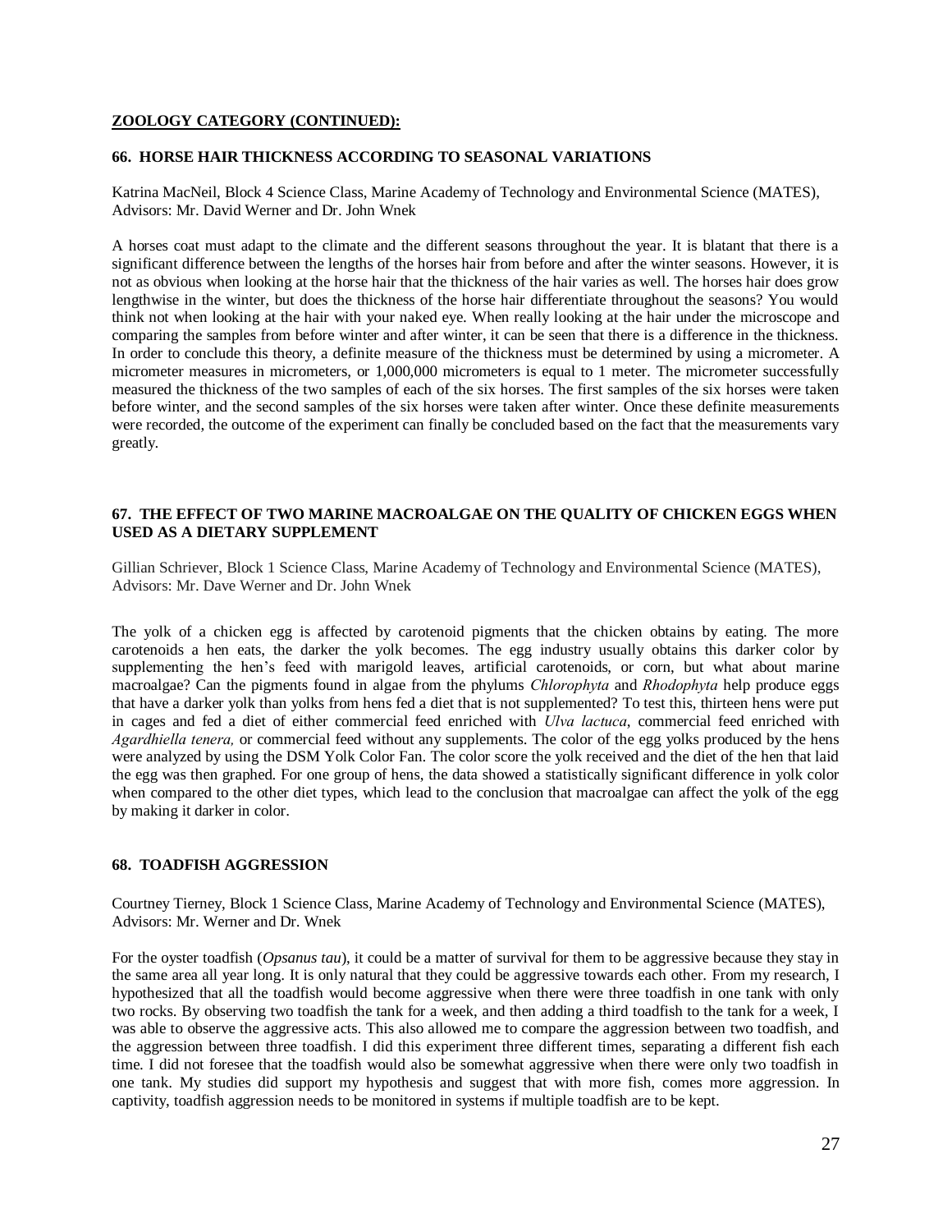**ZOOLOGY CATEGORY (CONTINUED):**

### 66. HORSE HAIR THICKNESS ACCORDING TO SEASONAL VARIATIONS

Katrina MacNeil, Block 4 Science Class, Marine Academy of Technology and Environmental Science (MATES), Advisors: Mr. David Werner and Dr. John Wnek

A horses coat must adapt to the climate and the different seasons throughout the year. It is blatant that there is a significant difference between the lengths of the horses hair from before and after the winter seasons. However, it is not as obvious when looking at the horse hair that the thickness of the hair varies as well. The horses hair does grow lengthwise in the winter, but does the thickness of the horse hair differentiate throughout the seasons? You would think not when looking at the hair with your naked eye. When really looking at the hair under the microscope and comparing the samples from before winter and after winter, it can be seen that there is a difference in the thickness. In order to conclude this theory, a definite measure of the thickness must be determined by using a micrometer. A micrometer measures in micrometers, or 1,000,000 micrometers is equal to 1 meter. The micrometer successfully measured the thickness of the two samples of each of the six horses. The first samples of the six horses were taken before winter, and the second samples of the six horses were taken after winter. Once these definite measurements were recorded, the outcome of the experiment can finally be concluded based on the fact that the measurements vary greatly.

### 67. THE EFFECT OF TWO MARINE MACROALGAE ON THE QUALITY OF CHICKEN EGGS WHEN USED AS A DIETARY SUPPLEMENT

Gillian Schriever, Block 1 Science Class, Marine Academy of Technology and Environmental Science (MATES), Advisors: Mr. Dave Werner and Dr. John Wnek

The yolk of a chicken egg is affected by carotenoid pigments that the chicken obtains by eating. The more carotenoids a hen eats, the darker the yolk becomes. The egg industry usually obtains this darker color by supplementing the hen's feed with marigold leaves, artificial carotenoids, or corn, but what about marine macroalgae? Can the pigments found in algae from the phylums *Chlorophyta* and *Rhodophyta* help produce eggs that have a darker yolk than yolks from hens fed a diet that is not supplemented? To test this, thirteen hens were put in cages and fed a diet of either commercial feed enriched with *Ulva lactuca*, commercial feed enriched with *Agardhiella tenera,* or commercial feed without any supplements. The color of the egg yolks produced by the hens were analyzed by using the DSM Yolk Color Fan. The color score the yolk received and the diet of the hen that laid the egg was then graphed. For one group of hens, the data showed a statistically significant difference in yolk color when compared to the other diet types, which lead to the conclusion that macroalgae can affect the yolk of the egg by making it darker in color.

### 68. TOADFISH AGGRESSION

Courtney Tierney, Block 1 Science Class, Marine Academy of Technology and Environmental Science (MATES), Advisors: Mr. Werner and Dr. Wnek

For the oyster toadfish (*Opsanus tau*), it could be a matter of survival for them to be aggressive because they stay in the same area all year long. It is only natural that they could be aggressive towards each other. From my research, I hypothesized that all the toadfish would become aggressive when there were three toadfish in one tank with only two rocks. By observing two toadfish the tank for a week, and then adding a third toadfish to the tank for a week, I was able to observe the aggressive acts. This also allowed me to compare the aggression between two toadfish, and the aggression between three toadfish. I did this experiment three different times, separating a different fish each time. I did not foresee that the toadfish would also be somewhat aggressive when there were only two toadfish in one tank. My studies did support my hypothesis and suggest that with more fish, comes more aggression. In captivity, toadfish aggression needs to be monitored in systems if multiple toadfish are to be kept.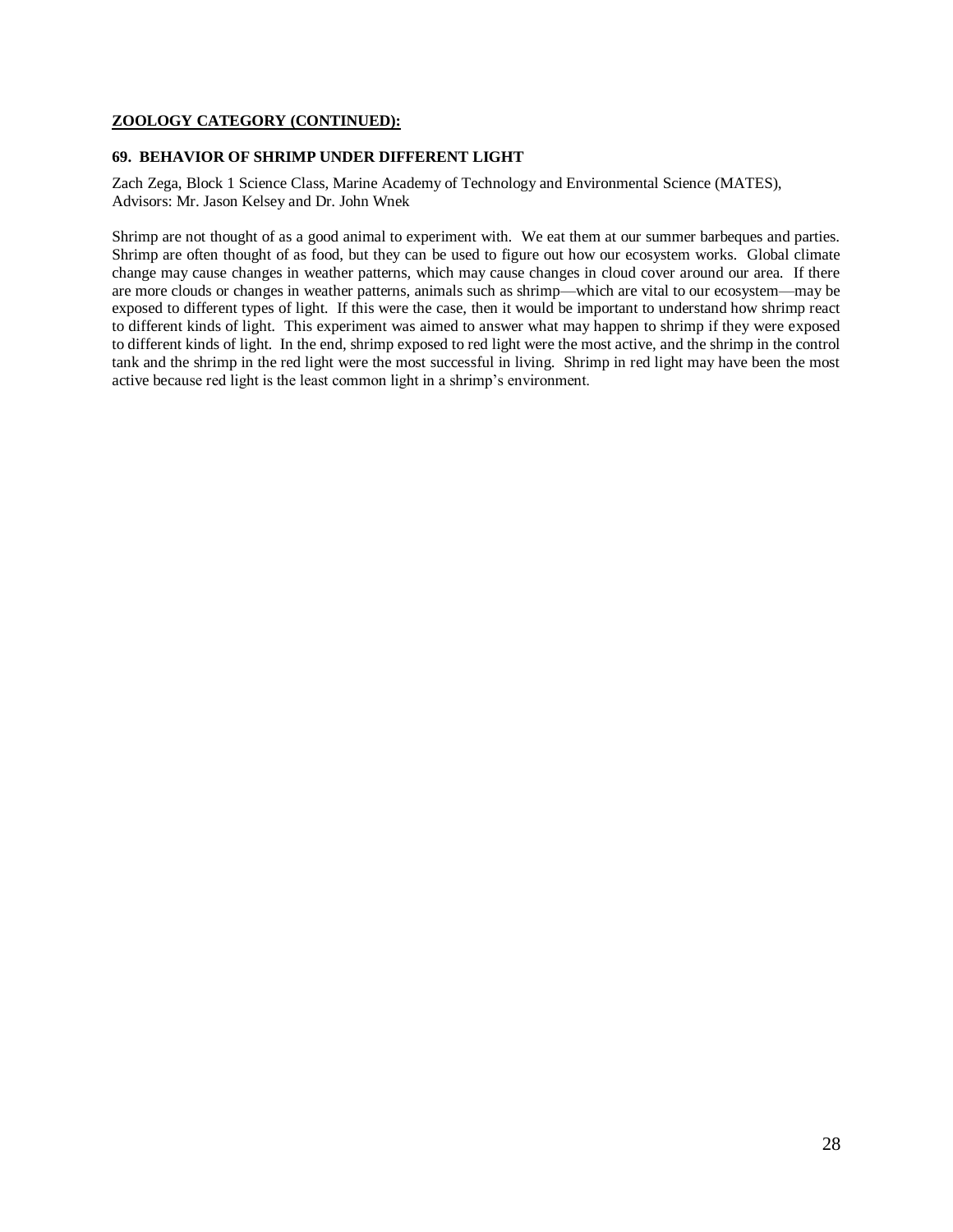## **ZOOLOGY CATEGORY (CONTINUED):**

### 69. BEHAVIOR OF SHRIMP UNDER DIFFERENT LIGHT

Zach Zega, Block 1 Science Class, Marine Academy of Technology and Environmental Science (MATES), Advisors: Mr. Jason Kelsey and Dr. John Wnek

Shrimp are not thought of as a good animal to experiment with. We eat them at our summer barbeques and parties. Shrimp are often thought of as food, but they can be used to figure out how our ecosystem works. Global climate change may cause changes in weather patterns, which may cause changes in cloud cover around our area. If there are more clouds or changes in weather patterns, animals such as shrimp—which are vital to our ecosystem—may be exposed to different types of light. If this were the case, then it would be important to understand how shrimp react to different kinds of light. This experiment was aimed to answer what may happen to shrimp if they were exposed to different kinds of light. In the end, shrimp exposed to red light were the most active, and the shrimp in the control tank and the shrimp in the red light were the most successful in living. Shrimp in red light may have been the most active because red light is the least common light in a shrimp's environment.